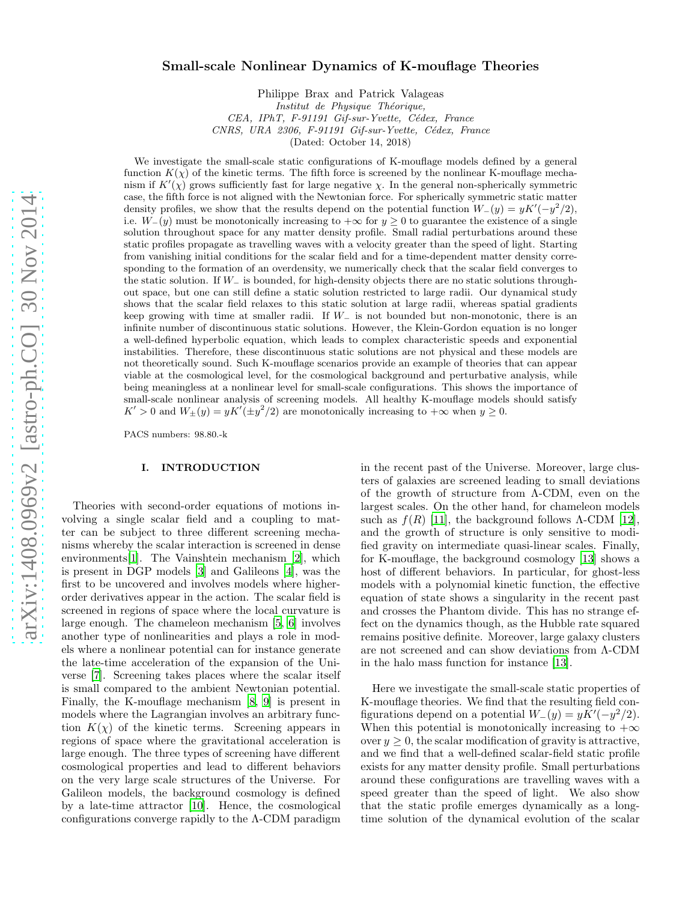# Small-scale Nonlinear Dynamics of K-mouflage Theories

Philippe Brax and Patrick Valageas

*Institut de Physique Théorique,*
*CEA, IPhT, F-91191 Gif-sur-Yvette, Cédex, France*
*CNRS, URA 2306, F-91191 Gif-sur-Yvette, Cédex, France*

(Dated: October 14, 2018)

We investigate the small-scale static configurations of K-mouflage models defined by a general function $K(\chi)$ of the kinetic terms. The fifth force is screened by the nonlinear K-mouflage mechanism if $K'(\chi)$ grows sufficiently fast for large negative $\chi$. In the general non-spherically symmetric case, the fifth force is not aligned with the Newtonian force. For spherically symmetric static matter density profiles, we show that the results depend on the potential function $W_-(y) = yK'(-y^2/2)$, i.e. $W_-(y)$ must be monotonically increasing to $+\infty$ for $y \geq 0$ to guarantee the existence of a single solution throughout space for any matter density profile. Small radial perturbations around these static profiles propagate as travelling waves with a velocity greater than the speed of light. Starting from vanishing initial conditions for the scalar field and for a time-dependent matter density corresponding to the formation of an overdensity, we numerically check that the scalar field converges to the static solution. If $W_-$ is bounded, for high-density objects there are no static solutions throughout space, but one can still define a static solution restricted to large radii. Our dynamical study shows that the scalar field relaxes to this static solution at large radii, whereas spatial gradients keep growing with time at smaller radii. If $W_-$ is not bounded but non-monotonic, there is an infinite number of discontinuous static solutions. However, the Klein-Gordon equation is no longer a well-defined hyperbolic equation, which leads to complex characteristic speeds and exponential instabilities. Therefore, these discontinuous static solutions are not physical and these models are not theoretically sound. Such K-mouflage scenarios provide an example of theories that can appear viable at the cosmological level, for the cosmological background and perturbative analysis, while being meaningless at a nonlinear level for small-scale configurations. This shows the importance of small-scale nonlinear analysis of screening models. All healthy K-mouflage models should satisfy $K' > 0$ and $W_\pm(y) = yK'(\pm y^2/2)$ are monotonically increasing to $+\infty$ when $y \geq 0$.

PACS numbers: 98.80.-k

## I. INTRODUCTION

Theories with second-order equations of motions involving a single scalar field and a coupling to matter can be subject to three different screening mechanisms whereby the scalar interaction is screened in dense environments[1]. The Vainshtein mechanism [2], which is present in DGP models [3] and Galileons [4], was the first to be uncovered and involves models where higher-order derivatives appear in the action. The scalar field is screened in regions of space where the local curvature is large enough. The chameleon mechanism [5, 6] involves another type of nonlinearities and plays a role in models where a nonlinear potential can for instance generate the late-time acceleration of the expansion of the Universe [7]. Screening takes places where the scalar itself is small compared to the ambient Newtonian potential. Finally, the K-mouflage mechanism [8, 9] is present in models where the Lagrangian involves an arbitrary function $K(\chi)$ of the kinetic terms. Screening appears in regions of space where the gravitational acceleration is large enough. The three types of screening have different cosmological properties and lead to different behaviors on the very large scale structures of the Universe. For Galileon models, the background cosmology is defined by a late-time attractor [10]. Hence, the cosmological configurations converge rapidly to the Λ-CDM paradigm in the recent past of the Universe. Moreover, large clusters of galaxies are screened leading to small deviations of the growth of structure from Λ-CDM, even on the largest scales. On the other hand, for chameleon models such as $f(R)$ [11], the background follows Λ-CDM [12], and the growth of structure is only sensitive to modified gravity on intermediate quasi-linear scales. Finally, for K-mouflage, the background cosmology [13] shows a host of different behaviors. In particular, for ghost-less models with a polynomial kinetic function, the effective equation of state shows a singularity in the recent past and crosses the Phantom divide. This has no strange effect on the dynamics though, as the Hubble rate squared remains positive definite. Moreover, large galaxy clusters are not screened and can show deviations from Λ-CDM in the halo mass function for instance [13].

Here we investigate the small-scale static properties of K-mouflage theories. We find that the resulting field configurations depend on a potential $W_-(y) = yK'(-y^2/2)$. When this potential is monotonically increasing to $+\infty$ over $y \geq 0$, the scalar modification of gravity is attractive, and we find that a well-defined scalar-field static profile exists for any matter density profile. Small perturbations around these configurations are travelling waves with a speed greater than the speed of light. We also show that the static profile emerges dynamically as a long-time solution of the dynamical evolution of the scalar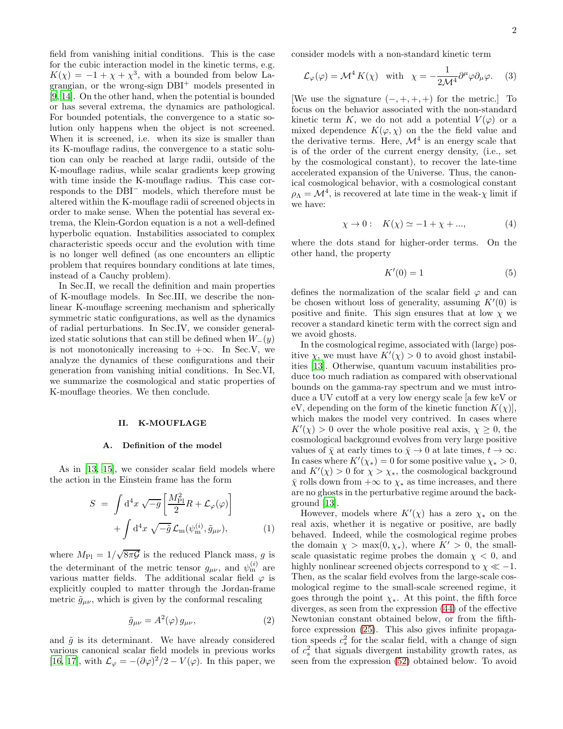field from vanishing initial conditions. This is the case for the cubic interaction model in the kinetic terms, e.g. $K(\chi) = -1 + \chi + \chi^3$, with a bounded from below Lagrangian, or the wrong-sign DBI$^+$ models presented in [9, 14]. On the other hand, when the potential is bounded or has several extrema, the dynamics are pathological. For bounded potentials, the convergence to a static solution only happens when the object is not screened. When it is screened, i.e. when its size is smaller than its K-mouflage radius, the convergence to a static solution can only be reached at large radii, outside of the K-mouflage radius, while scalar gradients keep growing with time inside the K-mouflage radius. This case corresponds to the DBI$^-$ models, which therefore must be altered within the K-mouflage radii of screened objects in order to make sense. When the potential has several extrema, the Klein-Gordon equation is a not a well-defined hyperbolic equation. Instabilities associated to complex characteristic speeds occur and the evolution with time is no longer well defined (as one encounters an elliptic problem that requires boundary conditions at late times, instead of a Cauchy problem).

In Sec.II, we recall the definition and main properties of K-mouflage models. In Sec.III, we describe the nonlinear K-mouflage screening mechanism and spherically symmetric static configurations, as well as the dynamics of radial perturbations. In Sec.IV, we consider generalized static solutions that can still be defined when $W_-(y)$ is not monotonically increasing to $+\infty$. In Sec.V, we analyze the dynamics of these configurations and their generation from vanishing initial conditions. In Sec.VI, we summarize the cosmological and static properties of K-mouflage theories. We then conclude.

## II. K-MOUFLAGE

### A. Definition of the model

As in [13, 15], we consider scalar field models where the action in the Einstein frame has the form

$$S = \int \mathrm{d}^4x \, \sqrt{-g} \left[ \frac{M_{\rm Pl}^2}{2} R + \mathcal{L}_\varphi(\varphi) \right] + \int \mathrm{d}^4x \, \sqrt{-\tilde{g}} \, \mathcal{L}_{\rm m}(\psi_{\rm m}^{(i)}, \tilde{g}_{\mu\nu}), \tag{1}$$

where $M_{\rm Pl} = 1/\sqrt{8\pi\mathcal{G}}$ is the reduced Planck mass, $g$ is the determinant of the metric tensor $g_{\mu\nu}$, and $\psi_{\rm m}^{(i)}$ are various matter fields. The additional scalar field $\varphi$ is explicitly coupled to matter through the Jordan-frame metric $\tilde{g}_{\mu\nu}$, which is given by the conformal rescaling

$$\tilde{g}_{\mu\nu} = A^2(\varphi) \, g_{\mu\nu}, \tag{2}$$

and $\tilde{g}$ is its determinant. We have already considered various canonical scalar field models in previous works [16, 17], with $\mathcal{L}_\varphi = -(\partial\varphi)^2/2 - V(\varphi)$. In this paper, we consider models with a non-standard kinetic term

$$\mathcal{L}_\varphi(\varphi) = \mathcal{M}^4 \, K(\chi) \quad \text{with} \quad \chi = -\frac{1}{2\mathcal{M}^4} \partial^\mu\varphi\partial_\mu\varphi. \tag{3}$$

[We use the signature $(-,+,+,+)$ for the metric.] To focus on the behavior associated with the non-standard kinetic term $K$, we do not add a potential $V(\varphi)$ or a mixed dependence $K(\varphi,\chi)$ on the the field value and the derivative terms. Here, $\mathcal{M}^4$ is an energy scale that is of the order of the current energy density, (i.e., set by the cosmological constant), to recover the late-time accelerated expansion of the Universe. Thus, the canonical cosmological behavior, with a cosmological constant $\rho_\Lambda = \mathcal{M}^4$, is recovered at late time in the weak-$\chi$ limit if we have:

$$\chi \to 0: \quad K(\chi) \simeq -1 + \chi + ..., \tag{4}$$

where the dots stand for higher-order terms. On the other hand, the property

$$K'(0) = 1 \tag{5}$$

defines the normalization of the scalar field $\varphi$ and can be chosen without loss of generality, assuming $K'(0)$ is positive and finite. This sign ensures that at low $\chi$ we recover a standard kinetic term with the correct sign and we avoid ghosts.

In the cosmological regime, associated with (large) positive $\chi$, we must have $K'(\chi) > 0$ to avoid ghost instabilities [13]. Otherwise, quantum vacuum instabilities produce too much radiation as compared with observational bounds on the gamma-ray spectrum and we must introduce a UV cutoff at a very low energy scale [a few keV or eV, depending on the form of the kinetic function $K(\chi)$], which makes the model very contrived. In cases where $K'(\chi) > 0$ over the whole positive real axis, $\chi \geq 0$, the cosmological background evolves from very large positive values of $\bar{\chi}$ at early times to $\bar{\chi} \to 0$ at late times, $t \to \infty$. In cases where $K'(\chi_*) = 0$ for some positive value $\chi_* > 0$, and $K'(\chi) > 0$ for $\chi > \chi_*$, the cosmological background $\bar{\chi}$ rolls down from $+\infty$ to $\chi_*$ as time increases, and there are no ghosts in the perturbative regime around the background [13].

However, models where $K'(\chi)$ has a zero $\chi_*$ on the real axis, whether it is negative or positive, are badly behaved. Indeed, while the cosmological regime probes the domain $\chi > \max(0, \chi_*)$, where $K' > 0$, the small-scale quasistatic regime probes the domain $\chi < 0$, and highly nonlinear screened objects correspond to $\chi \ll -1$. Then, as the scalar field evolves from the large-scale cosmological regime to the small-scale screened regime, it goes through the point $\chi_*$. At this point, the fifth force diverges, as seen from the expression (44) of the effective Newtonian constant obtained below, or from the fifth-force expression (25). This also gives infinite propagation speeds $c_s^2$ for the scalar field, with a change of sign of $c_s^2$ that signals divergent instability growth rates, as seen from the expression (52) obtained below. To avoid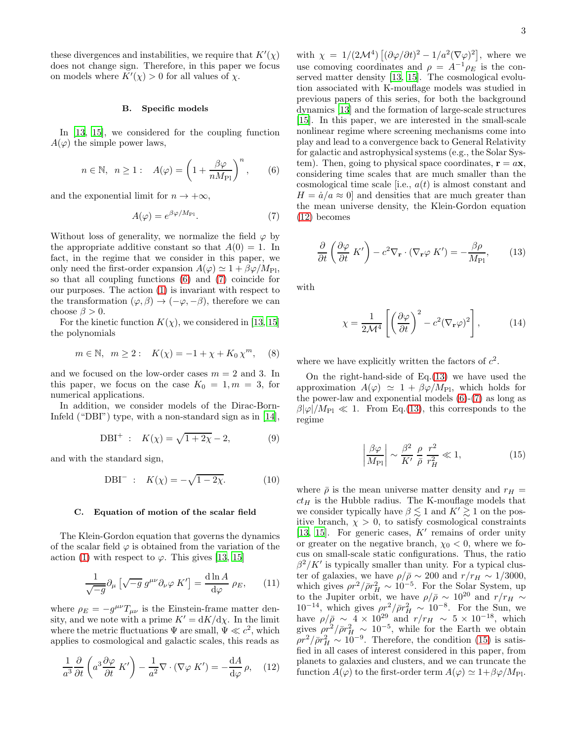these divergences and instabilities, we require that $K'(\chi)$ does not change sign. Therefore, in this paper we focus on models where $K'(\chi) > 0$ for all values of $\chi$.

### B. Specific models

In [13, 15], we considered for the coupling function $A(\varphi)$ the simple power laws,

$$n \in \mathbb{N}, \;\; n \geq 1: \quad A(\varphi) = \left(1 + \frac{\beta\varphi}{n M_{\rm Pl}}\right)^n, \qquad (6)$$

and the exponential limit for $n \to +\infty$,

$$A(\varphi) = e^{\beta\varphi/M_{\rm Pl}}. \qquad (7)$$

Without loss of generality, we normalize the field $\varphi$ by the appropriate additive constant so that $A(0) = 1$. In fact, in the regime that we consider in this paper, we only need the first-order expansion $A(\varphi) \simeq 1 + \beta\varphi/M_{\rm Pl}$, so that all coupling functions (6) and (7) coincide for our purposes. The action (1) is invariant with respect to the transformation $(\varphi, \beta) \to (-\varphi, -\beta)$, therefore we can choose $\beta > 0$.

For the kinetic function $K(\chi)$, we considered in [13, 15] the polynomials

$$m \in \mathbb{N}, \;\; m \geq 2: \quad K(\chi) = -1 + \chi + K_0\,\chi^m, \qquad (8)$$

and we focused on the low-order cases $m = 2$ and 3. In this paper, we focus on the case $K_0 = 1, m = 3$, for numerical applications.

In addition, we consider models of the Dirac-Born-Infeld ("DBI") type, with a non-standard sign as in [14],

$$\text{DBI}^+ \;: \quad K(\chi) = \sqrt{1 + 2\chi} - 2, \qquad (9)$$

and with the standard sign,

$$\text{DBI}^- \;: \quad K(\chi) = -\sqrt{1 - 2\chi}. \qquad (10)$$

### C. Equation of motion of the scalar field

The Klein-Gordon equation that governs the dynamics of the scalar field $\varphi$ is obtained from the variation of the action (1) with respect to $\varphi$. This gives [13, 15]

$$\frac{1}{\sqrt{-g}}\partial_\mu\left[\sqrt{-g}\,g^{\mu\nu}\partial_\nu\varphi\,K'\right] = \frac{\mathrm{d}\ln A}{\mathrm{d}\varphi}\,\rho_E, \qquad (11)$$

where $\rho_E = -g^{\mu\nu}T_{\mu\nu}$ is the Einstein-frame matter density, and we note with a prime $K' = \mathrm{d}K/\mathrm{d}\chi$. In the limit where the metric fluctuations $\Psi$ are small, $\Psi \ll c^2$, which applies to cosmological and galactic scales, this reads as

$$\frac{1}{a^3}\frac{\partial}{\partial t}\left(a^3\frac{\partial\varphi}{\partial t}\,K'\right) - \frac{1}{a^2}\nabla\cdot(\nabla\varphi\,K') = -\frac{\mathrm{d}A}{\mathrm{d}\varphi}\,\rho, \qquad (12)$$

with $\chi = 1/(2\mathcal{M}^4)\left[(\partial\varphi/\partial t)^2 - 1/a^2(\nabla\varphi)^2\right]$, where we use comoving coordinates and $\rho = A^{-1}\rho_E$ is the conserved matter density [13, 15]. The cosmological evolution associated with K-mouflage models was studied in previous papers of this series, for both the background dynamics [13] and the formation of large-scale structures [15]. In this paper, we are interested in the small-scale nonlinear regime where screening mechanisms come into play and lead to a convergence back to General Relativity for galactic and astrophysical systems (e.g., the Solar System). Then, going to physical space coordinates, $\mathbf{r} = a\mathbf{x}$, considering time scales that are much smaller than the cosmological time scale [i.e., $a(t)$ is almost constant and $H = \dot{a}/a \approx 0$] and densities that are much greater than the mean universe density, the Klein-Gordon equation (12) becomes

$$\frac{\partial}{\partial t}\left(\frac{\partial\varphi}{\partial t}\,K'\right) - c^2\nabla_{\mathbf{r}}\cdot(\nabla_{\mathbf{r}}\varphi\,K') = -\frac{\beta\rho}{M_{\rm Pl}}, \qquad (13)$$

with

$$\chi = \frac{1}{2\mathcal{M}^4}\left[\left(\frac{\partial\varphi}{\partial t}\right)^2 - c^2(\nabla_{\mathbf{r}}\varphi)^2\right], \qquad (14)$$

where we have explicitly written the factors of $c^2$.

On the right-hand-side of Eq.(13) we have used the approximation $A(\varphi) \simeq 1 + \beta\varphi/M_{\rm Pl}$, which holds for the power-law and exponential models (6)-(7) as long as $\beta|\varphi|/M_{\rm Pl} \ll 1$. From Eq.(13), this corresponds to the regime

$$\left|\frac{\beta\varphi}{M_{\rm Pl}}\right| \sim \frac{\beta^2}{K'}\,\frac{\rho}{\bar\rho}\,\frac{r^2}{r_H^2} \ll 1, \qquad (15)$$

where $\bar\rho$ is the mean universe matter density and $r_H = ct_H$ is the Hubble radius. The K-mouflage models that we consider typically have $\beta \lesssim 1$ and $K' \gtrsim 1$ on the positive branch, $\chi > 0$, to satisfy cosmological constraints [13, 15]. For generic cases, $K'$ remains of order unity or greater on the negative branch, $\chi_0 < 0$, where we focus on small-scale static configurations. Thus, the ratio $\beta^2/K'$ is typically smaller than unity. For a typical cluster of galaxies, we have $\rho/\bar\rho \sim 200$ and $r/r_H \sim 1/3000$, which gives $\rho r^2/\bar\rho r_H^2 \sim 10^{-5}$. For the Solar System, up to the Jupiter orbit, we have $\rho/\bar\rho \sim 10^{20}$ and $r/r_H \sim 10^{-14}$, which gives $\rho r^2/\bar\rho r_H^2 \sim 10^{-8}$. For the Sun, we have $\rho/\bar\rho \sim 4\times 10^{29}$ and $r/r_H \sim 5\times 10^{-18}$, which gives $\rho r^2/\bar\rho r_H^2 \sim 10^{-5}$, while for the Earth we obtain $\rho r^2/\bar\rho r_H^2 \sim 10^{-9}$. Therefore, the condition (15) is satisfied in all cases of interest considered in this paper, from planets to galaxies and clusters, and we can truncate the function $A(\varphi)$ to the first-order term $A(\varphi) \simeq 1 + \beta\varphi/M_{\rm Pl}$.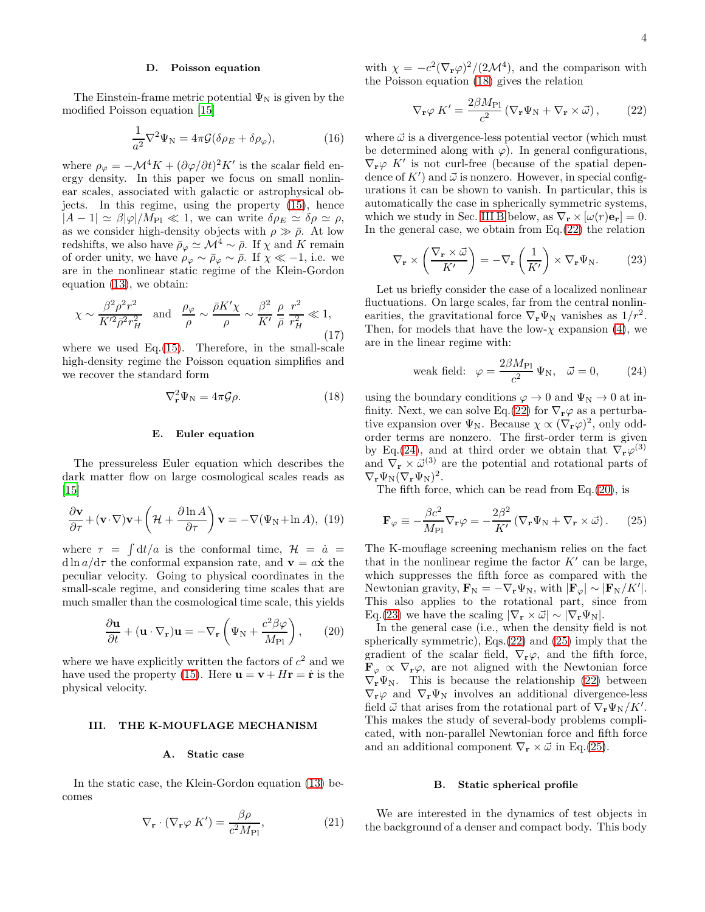### D. Poisson equation

The Einstein-frame metric potential $\Psi_{\rm N}$ is given by the modified Poisson equation [15]

$$\frac{1}{a^2}\nabla^2\Psi_{\rm N} = 4\pi\mathcal{G}(\delta\rho_E + \delta\rho_\varphi), \tag{16}$$

where $\rho_\varphi = -\mathcal{M}^4 K + (\partial\varphi/\partial t)^2 K'$ is the scalar field energy density. In this paper we focus on small nonlinear scales, associated with galactic or astrophysical objects. In this regime, using the property (15), hence $|A-1| \simeq \beta|\varphi|/M_{\rm Pl} \ll 1$, we can write $\delta\rho_E \simeq \delta\rho \simeq \rho$, as we consider high-density objects with $\rho \gg \bar{\rho}$. At low redshifts, we also have $\bar{\rho}_\varphi \simeq \mathcal{M}^4 \sim \bar{\rho}$. If $\chi$ and $K$ remain of order unity, we have $\rho_\varphi \sim \bar{\rho}_\varphi \sim \bar{\rho}$. If $\chi \ll -1$, i.e. we are in the nonlinear static regime of the Klein-Gordon equation (13), we obtain:

$$\chi \sim \frac{\beta^2\rho^2 r^2}{K'^2\bar{\rho}^2 r_H^2} \quad \text{and} \quad \frac{\rho_\varphi}{\rho} \sim \frac{\bar{\rho}K'\chi}{\rho} \sim \frac{\beta^2}{K'}\,\frac{\rho}{\bar{\rho}}\,\frac{r^2}{r_H^2} \ll 1, \tag{17}$$

where we used Eq.(15). Therefore, in the small-scale high-density regime the Poisson equation simplifies and we recover the standard form

$$\nabla^2_{\mathbf{r}}\Psi_{\rm N} = 4\pi\mathcal{G}\rho. \tag{18}$$

### E. Euler equation

The pressureless Euler equation which describes the dark matter flow on large cosmological scales reads as [15]

$$\frac{\partial\mathbf{v}}{\partial\tau} + (\mathbf{v}\cdot\nabla)\mathbf{v} + \left(\mathcal{H} + \frac{\partial\ln A}{\partial\tau}\right)\mathbf{v} = -\nabla(\Psi_{\rm N} + \ln A), \tag{19}$$

where $\tau = \int {\rm d}t/a$ is the conformal time, $\mathcal{H} = \dot{a} = {\rm d}\ln a/{\rm d}\tau$ the conformal expansion rate, and $\mathbf{v} = a\dot{\mathbf{x}}$ the peculiar velocity. Going to physical coordinates in the small-scale regime, and considering time scales that are much smaller than the cosmological time scale, this yields

$$\frac{\partial\mathbf{u}}{\partial t} + (\mathbf{u}\cdot\nabla_{\mathbf{r}})\mathbf{u} = -\nabla_{\mathbf{r}}\left(\Psi_{\rm N} + \frac{c^2\beta\varphi}{M_{\rm Pl}}\right), \tag{20}$$

where we have explicitly written the factors of $c^2$ and we have used the property (15). Here $\mathbf{u} = \mathbf{v} + H\mathbf{r} = \dot{\mathbf{r}}$ is the physical velocity.

## III. THE K-MOUFLAGE MECHANISM

### A. Static case

In the static case, the Klein-Gordon equation (13) becomes

$$\nabla_{\mathbf{r}}\cdot(\nabla_{\mathbf{r}}\varphi\, K') = \frac{\beta\rho}{c^2 M_{\rm Pl}}, \tag{21}$$

with $\chi = -c^2(\nabla_{\mathbf{r}}\varphi)^2/(2\mathcal{M}^4)$, and the comparison with the Poisson equation (18) gives the relation

$$\nabla_{\mathbf{r}}\varphi\, K' = \frac{2\beta M_{\rm Pl}}{c^2}\left(\nabla_{\mathbf{r}}\Psi_{\rm N} + \nabla_{\mathbf{r}}\times\vec{\omega}\right), \tag{22}$$

where $\vec{\omega}$ is a divergence-less potential vector (which must be determined along with $\varphi$). In general configurations, $\nabla_{\mathbf{r}}\varphi\, K'$ is not curl-free (because of the spatial dependence of $K'$) and $\vec{\omega}$ is nonzero. However, in special configurations it can be shown to vanish. In particular, this is automatically the case in spherically symmetric systems, which we study in Sec. III B below, as $\nabla_{\mathbf{r}}\times[\omega(r)\mathbf{e}_r] = 0$. In the general case, we obtain from Eq.(22) the relation

$$\nabla_{\mathbf{r}}\times\left(\frac{\nabla_{\mathbf{r}}\times\vec{\omega}}{K'}\right) = -\nabla_{\mathbf{r}}\left(\frac{1}{K'}\right)\times\nabla_{\mathbf{r}}\Psi_{\rm N}. \tag{23}$$

Let us briefly consider the case of a localized nonlinear fluctuations. On large scales, far from the central nonlinearities, the gravitational force $\nabla_{\mathbf{r}}\Psi_{\rm N}$ vanishes as $1/r^2$. Then, for models that have the low-$\chi$ expansion (4), we are in the linear regime with:

$$\text{weak field:} \quad \varphi = \frac{2\beta M_{\rm Pl}}{c^2}\,\Psi_{\rm N}, \quad \vec{\omega} = 0, \tag{24}$$

using the boundary conditions $\varphi \to 0$ and $\Psi_{\rm N} \to 0$ at infinity. Next, we can solve Eq.(22) for $\nabla_{\mathbf{r}}\varphi$ as a perturbative expansion over $\Psi_{\rm N}$. Because $\chi \propto (\nabla_{\mathbf{r}}\varphi)^2$, only odd-order terms are nonzero. The first-order term is given by Eq.(24), and at third order we obtain that $\nabla_{\mathbf{r}}\varphi^{(3)}$ and $\nabla_{\mathbf{r}}\times\vec{\omega}^{(3)}$ are the potential and rotational parts of $\nabla_{\mathbf{r}}\Psi_{\rm N}(\nabla_{\mathbf{r}}\Psi_{\rm N})^2$.

The fifth force, which can be read from Eq.(20), is

$$\mathbf{F}_\varphi \equiv -\frac{\beta c^2}{M_{\rm Pl}}\nabla_{\mathbf{r}}\varphi = -\frac{2\beta^2}{K'}\left(\nabla_{\mathbf{r}}\Psi_{\rm N} + \nabla_{\mathbf{r}}\times\vec{\omega}\right). \tag{25}$$

The K-mouflage screening mechanism relies on the fact that in the nonlinear regime the factor $K'$ can be large, which suppresses the fifth force as compared with the Newtonian gravity, $\mathbf{F}_{\rm N} = -\nabla_{\mathbf{r}}\Psi_{\rm N}$, with $|\mathbf{F}_\varphi| \sim |\mathbf{F}_{\rm N}/K'|$. This also applies to the rotational part, since from Eq.(23) we have the scaling $|\nabla_{\mathbf{r}}\times\vec{\omega}| \sim |\nabla_{\mathbf{r}}\Psi_{\rm N}|$.

In the general case (i.e., when the density field is not spherically symmetric), Eqs.(22) and (25) imply that the gradient of the scalar field, $\nabla_{\mathbf{r}}\varphi$, and the fifth force, $\mathbf{F}_\varphi \propto \nabla_{\mathbf{r}}\varphi$, are not aligned with the Newtonian force $\nabla_{\mathbf{r}}\Psi_{\rm N}$. This is because the relationship (22) between $\nabla_{\mathbf{r}}\varphi$ and $\nabla_{\mathbf{r}}\Psi_{\rm N}$ involves an additional divergence-less field $\vec{\omega}$ that arises from the rotational part of $\nabla_{\mathbf{r}}\Psi_{\rm N}/K'$. This makes the study of several-body problems complicated, with non-parallel Newtonian force and fifth force and an additional component $\nabla_{\mathbf{r}}\times\vec{\omega}$ in Eq.(25).

### B. Static spherical profile

We are interested in the dynamics of test objects in the background of a denser and compact body. This body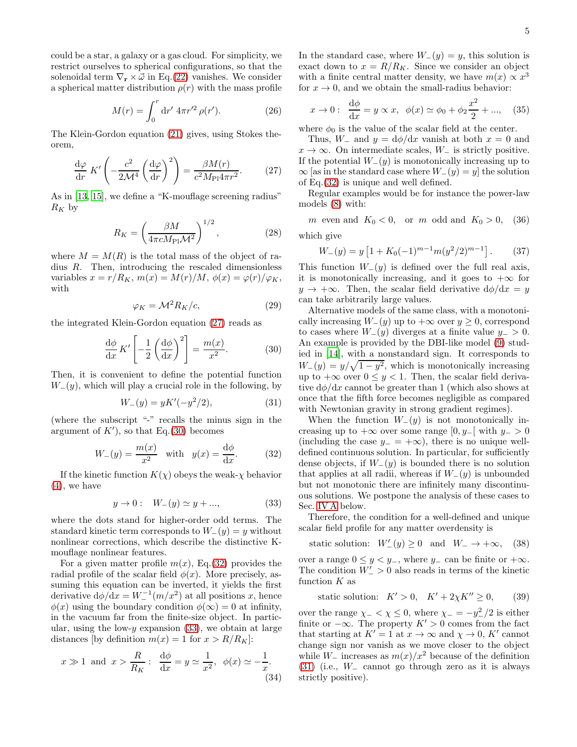could be a star, a galaxy or a gas cloud. For simplicity, we restrict ourselves to spherical configurations, so that the solenoidal term $\nabla_{\mathbf{r}} \times \vec{\omega}$ in Eq.(22) vanishes. We consider a spherical matter distribution $\rho(r)$ with the mass profile

$$M(r) = \int_0^r \mathrm{d}r' \; 4\pi r'^2 \, \rho(r'). \tag{26}$$

The Klein-Gordon equation (21) gives, using Stokes theorem,

$$\frac{\mathrm{d}\varphi}{\mathrm{d}r} \, K' \left( -\frac{c^2}{2\mathcal{M}^4} \left( \frac{\mathrm{d}\varphi}{\mathrm{d}r} \right)^2 \right) = \frac{\beta M(r)}{c^2 M_{\rm Pl} 4\pi r^2}. \tag{27}$$

As in [13, 15], we define a "K-mouflage screening radius" $R_K$ by

$$R_K = \left( \frac{\beta M}{4\pi c M_{\rm Pl} \mathcal{M}^2} \right)^{1/2}, \tag{28}$$

where $M = M(R)$ is the total mass of the object of radius $R$. Then, introducing the rescaled dimensionless variables $x = r/R_K$, $m(x) = M(r)/M$, $\phi(x) = \varphi(r)/\varphi_K$, with

$$\varphi_K = \mathcal{M}^2 R_K / c, \tag{29}$$

the integrated Klein-Gordon equation (27) reads as

$$\frac{\mathrm{d}\phi}{\mathrm{d}x} \, K' \left[ -\frac{1}{2} \left( \frac{\mathrm{d}\phi}{\mathrm{d}x} \right)^2 \right] = \frac{m(x)}{x^2}. \tag{30}$$

Then, it is convenient to define the potential function $W_-(y)$, which will play a crucial role in the following, by

$$W_-(y) = y K'(-y^2/2), \tag{31}$$

(where the subscript "-" recalls the minus sign in the argument of $K'$), so that Eq.(30) becomes

$$W_-(y) = \frac{m(x)}{x^2} \quad \text{with} \quad y(x) = \frac{\mathrm{d}\phi}{\mathrm{d}x}. \tag{32}$$

If the kinetic function $K(\chi)$ obeys the weak-$\chi$ behavior (4), we have

$$y \to 0: \quad W_-(y) \simeq y + ..., \tag{33}$$

where the dots stand for higher-order odd terms. The standard kinetic term corresponds to $W_-(y) = y$ without nonlinear corrections, which describe the distinctive K-mouflage nonlinear features.

For a given matter profile $m(x)$, Eq.(32) provides the radial profile of the scalar field $\phi(x)$. More precisely, assuming this equation can be inverted, it yields the first derivative $\mathrm{d}\phi/\mathrm{d}x = W_-^{-1}(m/x^2)$ at all positions $x$, hence $\phi(x)$ using the boundary condition $\phi(\infty) = 0$ at infinity, in the vacuum far from the finite-size object. In particular, using the low-$y$ expansion (33), we obtain at large distances [by definition $m(x) = 1$ for $x > R/R_K$]:

$$x \gg 1 \text{ and } x > \frac{R}{R_K}: \quad \frac{\mathrm{d}\phi}{\mathrm{d}x} = y \simeq \frac{1}{x^2}, \quad \phi(x) \simeq -\frac{1}{x}. \tag{34}$$

In the standard case, where $W_-(y) = y$, this solution is exact down to $x = R/R_K$. Since we consider an object with a finite central matter density, we have $m(x) \propto x^3$ for $x \to 0$, and we obtain the small-radius behavior:

$$x \to 0: \quad \frac{\mathrm{d}\phi}{\mathrm{d}x} = y \propto x, \quad \phi(x) \simeq \phi_0 + \phi_2 \frac{x^2}{2} + ..., \tag{35}$$

where $\phi_0$ is the value of the scalar field at the center.

Thus, $W_-$ and $y = \mathrm{d}\phi/\mathrm{d}x$ vanish at both $x = 0$ and $x \to \infty$. On intermediate scales, $W_-$ is strictly positive. If the potential $W_-(y)$ is monotonically increasing up to $\infty$ [as in the standard case where $W_-(y) = y$] the solution of Eq.(32) is unique and well defined.

Regular examples would be for instance the power-law models (8) with:

$$m \text{ even and } K_0 < 0, \quad \text{or } m \text{ odd and } K_0 > 0, \tag{36}$$

which give

$$W_-(y) = y \left[ 1 + K_0 (-1)^{m-1} m (y^2/2)^{m-1} \right]. \tag{37}$$

This function $W_-(y)$ is defined over the full real axis, it is monotonically increasing, and it goes to $+\infty$ for $y \to +\infty$. Then, the scalar field derivative $\mathrm{d}\phi/\mathrm{d}x = y$ can take arbitrarily large values.

Alternative models of the same class, with a monotonically increasing $W_-(y)$ up to $+\infty$ over $y \geq 0$, correspond to cases where $W_-(y)$ diverges at a finite value $y_- > 0$. An example is provided by the DBI-like model (9) studied in [14], with a nonstandard sign. It corresponds to $W_-(y) = y/\sqrt{1 - y^2}$, which is monotonically increasing up to $+\infty$ over $0 \leq y < 1$. Then, the scalar field derivative $\mathrm{d}\phi/\mathrm{d}x$ cannot be greater than 1 (which also shows at once that the fifth force becomes negligible as compared with Newtonian gravity in strong gradient regimes).

When the function $W_-(y)$ is not monotonically increasing up to $+\infty$ over some range $[0, y_-[$ with $y_- > 0$ (including the case $y_- = +\infty$), there is no unique well-defined continuous solution. In particular, for sufficiently dense objects, if $W_-(y)$ is bounded there is no solution that applies at all radii, whereas if $W_-(y)$ is unbounded but not monotonic there are infinitely many discontinuous solutions. We postpone the analysis of these cases to Sec. IV A below.

Therefore, the condition for a well-defined and unique scalar field profile for any matter overdensity is

$$\text{static solution:} \quad W_-'(y) \geq 0 \quad \text{and} \quad W_- \to +\infty, \tag{38}$$

over a range $0 \leq y < y_-$, where $y_-$ can be finite or $+\infty$. The condition $W_-' > 0$ also reads in terms of the kinetic function $K$ as

$$\text{static solution:} \quad K' > 0, \quad K' + 2\chi K'' \geq 0, \tag{39}$$

over the range $\chi_- < \chi \leq 0$, where $\chi_- = -y_-^2/2$ is either finite or $-\infty$. The property $K' > 0$ comes from the fact that starting at $K' = 1$ at $x \to \infty$ and $\chi \to 0$, $K'$ cannot change sign nor vanish as we move closer to the object while $W_-$ increases as $m(x)/x^2$ because of the definition (31) (i.e., $W_-$ cannot go through zero as it is always strictly positive).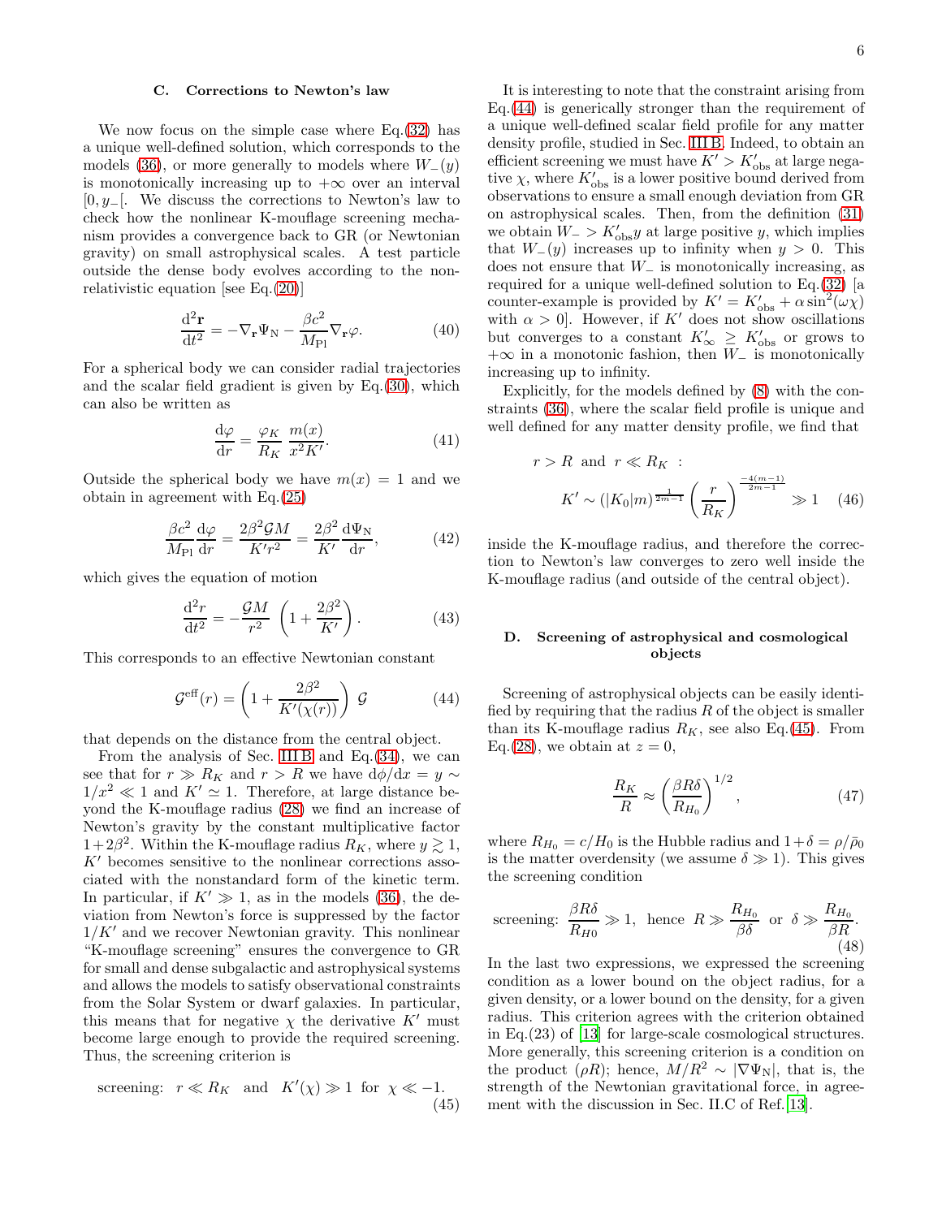### C. Corrections to Newton's law

We now focus on the simple case where Eq.(32) has a unique well-defined solution, which corresponds to the models (36), or more generally to models where $W_-(y)$ is monotonically increasing up to $+\infty$ over an interval $[0, y_-[$. We discuss the corrections to Newton's law to check how the nonlinear K-mouflage screening mechanism provides a convergence back to GR (or Newtonian gravity) on small astrophysical scales. A test particle outside the dense body evolves according to the non-relativistic equation [see Eq.(20)]

$$\frac{\mathrm{d}^2\mathbf{r}}{\mathrm{d}t^2} = -\nabla_{\mathbf{r}}\Psi_{\mathrm{N}} - \frac{\beta c^2}{M_{\mathrm{Pl}}}\nabla_{\mathbf{r}}\varphi. \tag{40}$$

For a spherical body we can consider radial trajectories and the scalar field gradient is given by Eq.(30), which can also be written as

$$\frac{\mathrm{d}\varphi}{\mathrm{d}r} = \frac{\varphi_K}{R_K}\,\frac{m(x)}{x^2 K'}. \tag{41}$$

Outside the spherical body we have $m(x) = 1$ and we obtain in agreement with Eq.(25)

$$\frac{\beta c^2}{M_{\mathrm{Pl}}}\frac{\mathrm{d}\varphi}{\mathrm{d}r} = \frac{2\beta^2 \mathcal{G} M}{K' r^2} = \frac{2\beta^2}{K'}\frac{\mathrm{d}\Psi_{\mathrm{N}}}{\mathrm{d}r}, \tag{42}$$

which gives the equation of motion

$$\frac{\mathrm{d}^2 r}{\mathrm{d}t^2} = -\frac{\mathcal{G}M}{r^2}\,\left(1 + \frac{2\beta^2}{K'}\right). \tag{43}$$

This corresponds to an effective Newtonian constant

$$\mathcal{G}^{\mathrm{eff}}(r) = \left(1 + \frac{2\beta^2}{K'(\chi(r))}\right)\,\mathcal{G} \tag{44}$$

that depends on the distance from the central object.

From the analysis of Sec. III B and Eq.(34), we can see that for $r \gg R_K$ and $r > R$ we have $\mathrm{d}\phi/\mathrm{d}x = y \sim 1/x^2 \ll 1$ and $K' \simeq 1$. Therefore, at large distance beyond the K-mouflage radius (28) we find an increase of Newton's gravity by the constant multiplicative factor $1+2\beta^2$. Within the K-mouflage radius $R_K$, where $y \gtrsim 1$, $K'$ becomes sensitive to the nonlinear corrections associated with the nonstandard form of the kinetic term. In particular, if $K' \gg 1$, as in the models (36), the deviation from Newton's force is suppressed by the factor $1/K'$ and we recover Newtonian gravity. This nonlinear "K-mouflage screening" ensures the convergence to GR for small and dense subgalactic and astrophysical systems and allows the models to satisfy observational constraints from the Solar System or dwarf galaxies. In particular, this means that for negative $\chi$ the derivative $K'$ must become large enough to provide the required screening. Thus, the screening criterion is

$$\text{screening:} \;\; r \ll R_K \;\; \text{and} \;\; K'(\chi) \gg 1 \;\; \text{for} \;\; \chi \ll -1. \tag{45}$$

It is interesting to note that the constraint arising from Eq.(44) is generically stronger than the requirement of a unique well-defined scalar field profile for any matter density profile, studied in Sec. III B. Indeed, to obtain an efficient screening we must have $K' > K'_{\mathrm{obs}}$ at large negative $\chi$, where $K'_{\mathrm{obs}}$ is a lower positive bound derived from observations to ensure a small enough deviation from GR on astrophysical scales. Then, from the definition (31) we obtain $W_- > K'_{\mathrm{obs}} y$ at large positive $y$, which implies that $W_-(y)$ increases up to infinity when $y > 0$. This does not ensure that $W_-$ is monotonically increasing, as required for a unique well-defined solution to Eq.(32) [a counter-example is provided by $K' = K'_{\mathrm{obs}} + \alpha \sin^2(\omega\chi)$ with $\alpha > 0$]. However, if $K'$ does not show oscillations but converges to a constant $K'_\infty \geq K'_{\mathrm{obs}}$ or grows to $+\infty$ in a monotonic fashion, then $W_-$ is monotonically increasing up to infinity.

Explicitly, for the models defined by (8) with the constraints (36), where the scalar field profile is unique and well defined for any matter density profile, we find that

$$r > R \;\; \text{and} \;\; r \ll R_K \;\; : \quad K' \sim (|K_0|m)^{\frac{1}{2m-1}} \left(\frac{r}{R_K}\right)^{\frac{-4(m-1)}{2m-1}} \gg 1 \tag{46}$$

inside the K-mouflage radius, and therefore the correction to Newton's law converges to zero well inside the K-mouflage radius (and outside of the central object).

### D. Screening of astrophysical and cosmological objects

Screening of astrophysical objects can be easily identified by requiring that the radius $R$ of the object is smaller than its K-mouflage radius $R_K$, see also Eq.(45). From Eq.(28), we obtain at $z = 0$,

$$\frac{R_K}{R} \approx \left(\frac{\beta R \delta}{R_{H_0}}\right)^{1/2}, \tag{47}$$

where $R_{H_0} = c/H_0$ is the Hubble radius and $1+\delta = \rho/\bar{\rho}_0$ is the matter overdensity (we assume $\delta \gg 1$). This gives the screening condition

$$\text{screening:} \;\; \frac{\beta R \delta}{R_{H0}} \gg 1, \;\; \text{hence} \;\; R \gg \frac{R_{H_0}}{\beta\delta} \;\; \text{or} \;\; \delta \gg \frac{R_{H_0}}{\beta R}. \tag{48}$$

In the last two expressions, we expressed the screening condition as a lower bound on the object radius, for a given density, or a lower bound on the density, for a given radius. This criterion agrees with the criterion obtained in Eq.(23) of [13] for large-scale cosmological structures. More generally, this screening criterion is a condition on the product $(\rho R)$; hence, $M/R^2 \sim |\nabla\Psi_{\mathrm{N}}|$, that is, the strength of the Newtonian gravitational force, in agreement with the discussion in Sec. II.C of Ref. [13].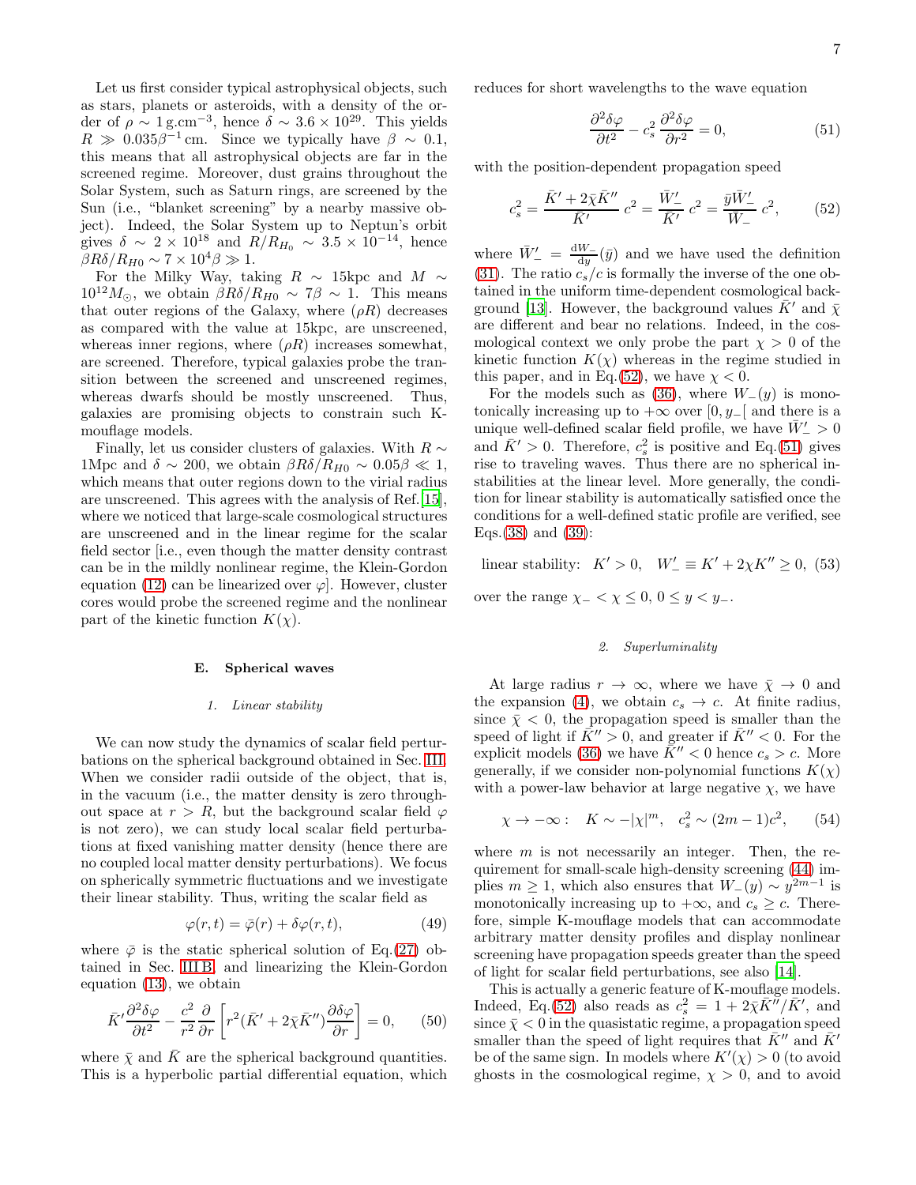Let us first consider typical astrophysical objects, such as stars, planets or asteroids, with a density of the order of $\rho \sim 1\,\mathrm{g.cm}^{-3}$, hence $\delta \sim 3.6 \times 10^{29}$. This yields $R \gg 0.035\beta^{-1}\,\mathrm{cm}$. Since we typically have $\beta \sim 0.1$, this means that all astrophysical objects are far in the screened regime. Moreover, dust grains throughout the Solar System, such as Saturn rings, are screened by the Sun (i.e., "blanket screening" by a nearby massive object). Indeed, the Solar System up to Neptun's orbit gives $\delta \sim 2 \times 10^{18}$ and $R/R_{H_0} \sim 3.5 \times 10^{-14}$, hence $\beta R\delta/R_{H0} \sim 7 \times 10^{4}\beta \gg 1$.

For the Milky Way, taking $R \sim 15$kpc and $M \sim 10^{12} M_{\odot}$, we obtain $\beta R\delta/R_{H0} \sim 7\beta \sim 1$. This means that outer regions of the Galaxy, where $(\rho R)$ decreases as compared with the value at 15kpc, are unscreened, whereas inner regions, where $(\rho R)$ increases somewhat, are screened. Therefore, typical galaxies probe the transition between the screened and unscreened regimes, whereas dwarfs should be mostly unscreened. Thus, galaxies are promising objects to constrain such K-mouflage models.

Finally, let us consider clusters of galaxies. With $R \sim 1$Mpc and $\delta \sim 200$, we obtain $\beta R\delta/R_{H0} \sim 0.05\beta \ll 1$, which means that outer regions down to the virial radius are unscreened. This agrees with the analysis of Ref.[15], where we noticed that large-scale cosmological structures are unscreened and in the linear regime for the scalar field sector [i.e., even though the matter density contrast can be in the mildly nonlinear regime, the Klein-Gordon equation (12) can be linearized over $\varphi$]. However, cluster cores would probe the screened regime and the nonlinear part of the kinetic function $K(\chi)$.

### E. Spherical waves

#### 1. Linear stability

We can now study the dynamics of scalar field perturbations on the spherical background obtained in Sec. III. When we consider radii outside of the object, that is, in the vacuum (i.e., the matter density is zero throughout space at $r > R$, but the background scalar field $\varphi$ is not zero), we can study local scalar field perturbations at fixed vanishing matter density (hence there are no coupled local matter density perturbations). We focus on spherically symmetric fluctuations and we investigate their linear stability. Thus, writing the scalar field as

$$\varphi(r,t) = \bar{\varphi}(r) + \delta\varphi(r,t), \tag{49}$$

where $\bar{\varphi}$ is the static spherical solution of Eq.(27) obtained in Sec. III B, and linearizing the Klein-Gordon equation (13), we obtain

$$\bar{K}'\frac{\partial^2\delta\varphi}{\partial t^2} - \frac{c^2}{r^2}\frac{\partial}{\partial r}\left[r^2(\bar{K}' + 2\bar{\chi}\bar{K}'')\frac{\partial\delta\varphi}{\partial r}\right] = 0, \tag{50}$$

where $\bar{\chi}$ and $\bar{K}$ are the spherical background quantities. This is a hyperbolic partial differential equation, which reduces for short wavelengths to the wave equation

$$\frac{\partial^2\delta\varphi}{\partial t^2} - c_s^2\,\frac{\partial^2\delta\varphi}{\partial r^2} = 0, \tag{51}$$

with the position-dependent propagation speed

$$c_s^2 = \frac{\bar{K}' + 2\bar{\chi}\bar{K}''}{\bar{K}'}\,c^2 = \frac{\bar{W}'_-}{\bar{K}'}\,c^2 = \frac{\bar{y}\bar{W}'_-}{\bar{W}_-}\,c^2, \tag{52}$$

where $\bar{W}'_- = \frac{\mathrm{d}W_-}{\mathrm{d}y}(\bar{y})$ and we have used the definition (31). The ratio $c_s/c$ is formally the inverse of the one obtained in the uniform time-dependent cosmological background [13]. However, the background values $\bar{K}'$ and $\bar{\chi}$ are different and bear no relations. Indeed, in the cosmological context we only probe the part $\chi > 0$ of the kinetic function $K(\chi)$ whereas in the regime studied in this paper, and in Eq.(52), we have $\chi < 0$.

For the models such as (36), where $W_-(y)$ is monotonically increasing up to $+\infty$ over $[0, y_-[$ and there is a unique well-defined scalar field profile, we have $\bar{W}'_- > 0$ and $\bar{K}' > 0$. Therefore, $c_s^2$ is positive and Eq.(51) gives rise to traveling waves. Thus there are no spherical instabilities at the linear level. More generally, the condition for linear stability is automatically satisfied once the conditions for a well-defined static profile are verified, see Eqs.(38) and (39):

$$\text{linear stability:} \quad K' > 0, \quad W'_- \equiv K' + 2\chi K'' \geq 0, \tag{53}$$

over the range $\chi_- < \chi \leq 0$, $0 \leq y < y_-$.

#### 2. Superluminality

At large radius $r \to \infty$, where we have $\bar{\chi} \to 0$ and the expansion (4), we obtain $c_s \to c$. At finite radius, since $\bar{\chi} < 0$, the propagation speed is smaller than the speed of light if $\bar{K}'' > 0$, and greater if $\bar{K}'' < 0$. For the explicit models (36) we have $\bar{K}'' < 0$ hence $c_s > c$. More generally, if we consider non-polynomial functions $K(\chi)$ with a power-law behavior at large negative $\chi$, we have

$$\chi \to -\infty: \quad K \sim -|\chi|^m, \quad c_s^2 \sim (2m-1)c^2, \tag{54}$$

where $m$ is not necessarily an integer. Then, the requirement for small-scale high-density screening (44) implies $m \geq 1$, which also ensures that $W_-(y) \sim y^{2m-1}$ is monotonically increasing up to $+\infty$, and $c_s \geq c$. Therefore, simple K-mouflage models that can accommodate arbitrary matter density profiles and display nonlinear screening have propagation speeds greater than the speed of light for scalar field perturbations, see also [14].

This is actually a generic feature of K-mouflage models. Indeed, Eq.(52) also reads as $c_s^2 = 1 + 2\bar{\chi}\bar{K}''/\bar{K}'$, and since $\bar{\chi} < 0$ in the quasistatic regime, a propagation speed smaller than the speed of light requires that $\bar{K}''$ and $\bar{K}'$ be of the same sign. In models where $K'(\chi) > 0$ (to avoid ghosts in the cosmological regime, $\chi > 0$, and to avoid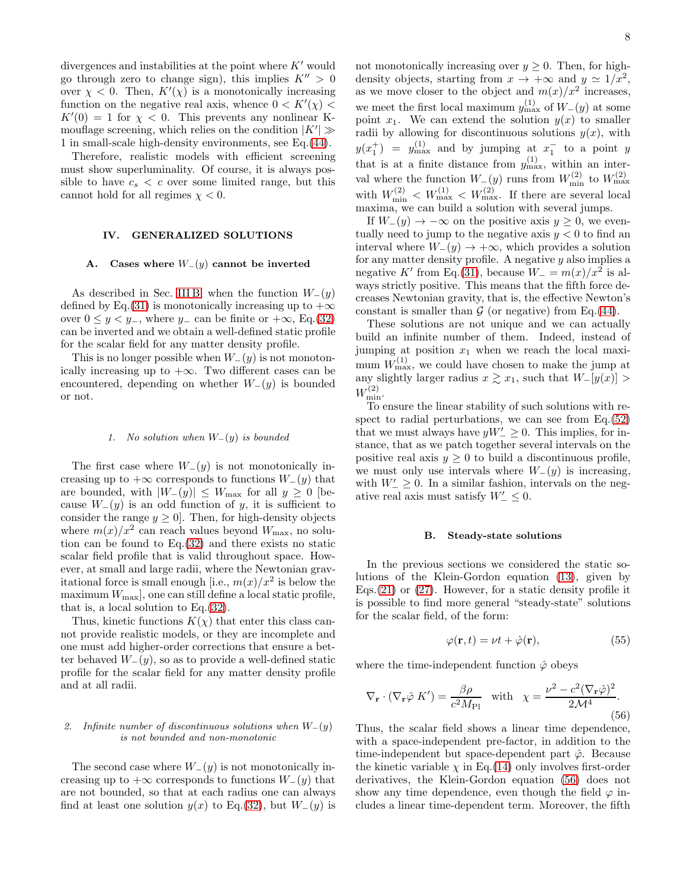divergences and instabilities at the point where $K'$ would go through zero to change sign), this implies $K'' > 0$ over $\chi < 0$. Then, $K'(\chi)$ is a monotonically increasing function on the negative real axis, whence $0 < K'(\chi) < K'(0) = 1$ for $\chi < 0$. This prevents any nonlinear K-mouflage screening, which relies on the condition $|K'| \gg 1$ in small-scale high-density environments, see Eq.(44).

Therefore, realistic models with efficient screening must show superluminality. Of course, it is always possible to have $c_s < c$ over some limited range, but this cannot hold for all regimes $\chi < 0$.

## IV. GENERALIZED SOLUTIONS

### A. Cases where $W_-(y)$ cannot be inverted

As described in Sec. III B, when the function $W_-(y)$ defined by Eq.(31) is monotonically increasing up to $+\infty$ over $0 \leq y < y_-$, where $y_-$ can be finite or $+\infty$, Eq.(32) can be inverted and we obtain a well-defined static profile for the scalar field for any matter density profile.

This is no longer possible when $W_-(y)$ is not monotonically increasing up to $+\infty$. Two different cases can be encountered, depending on whether $W_-(y)$ is bounded or not.

#### 1. No solution when $W_-(y)$ is bounded

The first case where $W_-(y)$ is not monotonically increasing up to $+\infty$ corresponds to functions $W_-(y)$ that are bounded, with $|W_-(y)| \leq W_{\max}$ for all $y \geq 0$ [because $W_-(y)$ is an odd function of $y$, it is sufficient to consider the range $y \geq 0$]. Then, for high-density objects where $m(x)/x^2$ can reach values beyond $W_{\max}$, no solution can be found to Eq.(32) and there exists no static scalar field profile that is valid throughout space. However, at small and large radii, where the Newtonian gravitational force is small enough [i.e., $m(x)/x^2$ is below the maximum $W_{\max}$], one can still define a local static profile, that is, a local solution to Eq.(32).

Thus, kinetic functions $K(\chi)$ that enter this class cannot provide realistic models, or they are incomplete and one must add higher-order corrections that ensure a better behaved $W_-(y)$, so as to provide a well-defined static profile for the scalar field for any matter density profile and at all radii.

#### 2. Infinite number of discontinuous solutions when $W_-(y)$ is not bounded and non-monotonic

The second case where $W_-(y)$ is not monotonically increasing up to $+\infty$ corresponds to functions $W_-(y)$ that are not bounded, so that at each radius one can always find at least one solution $y(x)$ to Eq.(32), but $W_-(y)$ is not monotonically increasing over $y \geq 0$. Then, for high-density objects, starting from $x \to +\infty$ and $y \simeq 1/x^2$, as we move closer to the object and $m(x)/x^2$ increases, we meet the first local maximum $y^{(1)}_{\max}$ of $W_-(y)$ at some point $x_1$. We can extend the solution $y(x)$ to smaller radii by allowing for discontinuous solutions $y(x)$, with $y(x_1^+) = y^{(1)}_{\max}$ and by jumping at $x_1^-$ to a point $y$ that is at a finite distance from $y^{(1)}_{\max}$, within an interval where the function $W_-(y)$ runs from $W^{(2)}_{\min}$ to $W^{(2)}_{\max}$ with $W^{(2)}_{\min} < W^{(1)}_{\max} < W^{(2)}_{\max}$. If there are several local maxima, we can build a solution with several jumps.

If $W_-(y) \to -\infty$ on the positive axis $y \geq 0$, we eventually need to jump to the negative axis $y < 0$ to find an interval where $W_-(y) \to +\infty$, which provides a solution for any matter density profile. A negative $y$ also implies a negative $K'$ from Eq.(31), because $W_- = m(x)/x^2$ is always strictly positive. This means that the fifth force decreases Newtonian gravity, that is, the effective Newton's constant is smaller than $\mathcal{G}$ (or negative) from Eq.(44).

These solutions are not unique and we can actually build an infinite number of them. Indeed, instead of jumping at position $x_1$ when we reach the local maximum $W^{(1)}_{\max}$, we could have chosen to make the jump at any slightly larger radius $x \gtrsim x_1$, such that $W_-[y(x)] > W^{(2)}_{\min}$.

To ensure the linear stability of such solutions with respect to radial perturbations, we can see from Eq.(52) that we must always have $yW'_- \geq 0$. This implies, for instance, that as we patch together several intervals on the positive real axis $y \geq 0$ to build a discontinuous profile, we must only use intervals where $W_-(y)$ is increasing, with $W'_- \geq 0$. In a similar fashion, intervals on the negative real axis must satisfy $W'_- \leq 0$.

### B. Steady-state solutions

In the previous sections we considered the static solutions of the Klein-Gordon equation (13), given by Eqs.(21) or (27). However, for a static density profile it is possible to find more general "steady-state" solutions for the scalar field, of the form:

$$\varphi(\mathbf{r},t) = \nu t + \hat{\varphi}(\mathbf{r}), \tag{55}$$

where the time-independent function $\hat{\varphi}$ obeys

$$\nabla_{\mathbf{r}} \cdot (\nabla_{\mathbf{r}}\hat{\varphi}\, K') = \frac{\beta\rho}{c^2 M_{\rm Pl}} \quad \text{with} \quad \chi = \frac{\nu^2 - c^2(\nabla_{\mathbf{r}}\hat{\varphi})^2}{2\mathcal{M}^4}. \tag{56}$$

Thus, the scalar field shows a linear time dependence, with a space-independent pre-factor, in addition to the time-independent but space-dependent part $\hat{\varphi}$. Because the kinetic variable $\chi$ in Eq.(14) only involves first-order derivatives, the Klein-Gordon equation (56) does not show any time dependence, even though the field $\varphi$ includes a linear time-dependent term. Moreover, the fifth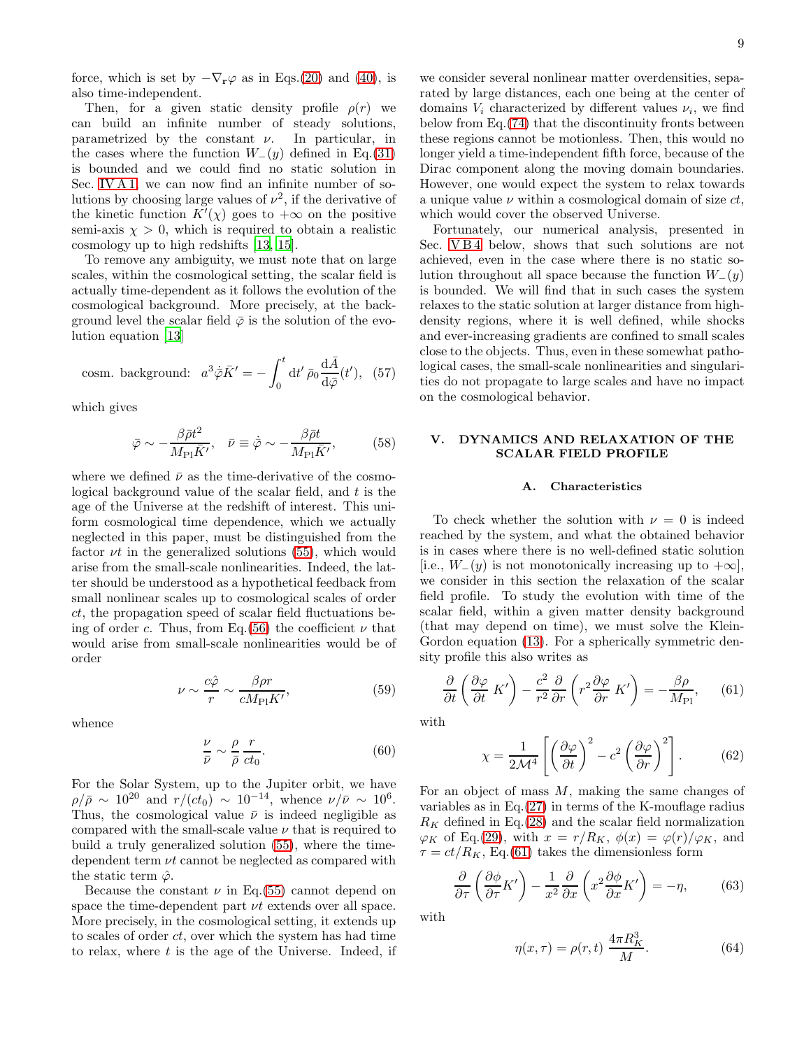force, which is set by $-\nabla_{\mathbf{r}}\varphi$ as in Eqs.(20) and (40), is also time-independent.

Then, for a given static density profile $\rho(r)$ we can build an infinite number of steady solutions, parametrized by the constant $\nu$. In particular, in the cases where the function $W_-(y)$ defined in Eq.(31) is bounded and we could find no static solution in Sec. IV A 1, we can now find an infinite number of solutions by choosing large values of $\nu^2$, if the derivative of the kinetic function $K'(\chi)$ goes to $+\infty$ on the positive semi-axis $\chi > 0$, which is required to obtain a realistic cosmology up to high redshifts [13, 15].

To remove any ambiguity, we must note that on large scales, within the cosmological setting, the scalar field is actually time-dependent as it follows the evolution of the cosmological background. More precisely, at the background level the scalar field $\bar{\varphi}$ is the solution of the evolution equation [13]

$$
\text{cosm. background:} \;\; a^3 \dot{\bar{\varphi}} \bar{K}' = -\int_0^t \mathrm{d}t' \, \bar{\rho}_0 \frac{\mathrm{d}\bar{A}}{\mathrm{d}\bar{\varphi}}(t'), \quad (57)
$$

which gives

$$
\bar{\varphi} \sim -\frac{\beta \bar{\rho} t^2}{M_{\rm Pl} \bar{K}'}, \quad \bar{\nu} \equiv \dot{\bar{\varphi}} \sim -\frac{\beta \bar{\rho} t}{M_{\rm Pl} \bar{K}'}, \quad (58)
$$

where we defined $\bar{\nu}$ as the time-derivative of the cosmological background value of the scalar field, and $t$ is the age of the Universe at the redshift of interest. This uniform cosmological time dependence, which we actually neglected in this paper, must be distinguished from the factor $\nu t$ in the generalized solutions (55), which would arise from the small-scale nonlinearities. Indeed, the latter should be understood as a hypothetical feedback from small nonlinear scales up to cosmological scales of order $ct$, the propagation speed of scalar field fluctuations being of order $c$. Thus, from Eq.(56) the coefficient $\nu$ that would arise from small-scale nonlinearities would be of order

$$
\nu \sim \frac{c\hat{\varphi}}{r} \sim \frac{\beta \rho r}{c M_{\rm Pl} K'}, \quad (59)
$$

whence

$$
\frac{\nu}{\bar{\nu}} \sim \frac{\rho}{\bar{\rho}} \frac{r}{ct_0}. \quad (60)
$$

For the Solar System, up to the Jupiter orbit, we have $\rho/\bar{\rho} \sim 10^{20}$ and $r/(ct_0) \sim 10^{-14}$, whence $\nu/\bar{\nu} \sim 10^6$. Thus, the cosmological value $\bar{\nu}$ is indeed negligible as compared with the small-scale value $\nu$ that is required to build a truly generalized solution (55), where the time-dependent term $\nu t$ cannot be neglected as compared with the static term $\hat{\varphi}$.

Because the constant $\nu$ in Eq.(55) cannot depend on space the time-dependent part $\nu t$ extends over all space. More precisely, in the cosmological setting, it extends up to scales of order $ct$, over which the system has had time to relax, where $t$ is the age of the Universe. Indeed, if we consider several nonlinear matter overdensities, separated by large distances, each one being at the center of domains $V_i$ characterized by different values $\nu_i$, we find below from Eq.(74) that the discontinuity fronts between these regions cannot be motionless. Then, this would no longer yield a time-independent fifth force, because of the Dirac component along the moving domain boundaries. However, one would expect the system to relax towards a unique value $\nu$ within a cosmological domain of size $ct$, which would cover the observed Universe.

Fortunately, our numerical analysis, presented in Sec. V B 4 below, shows that such solutions are not achieved, even in the case where there is no static solution throughout all space because the function $W_-(y)$ is bounded. We will find that in such cases the system relaxes to the static solution at larger distance from high-density regions, where it is well defined, while shocks and ever-increasing gradients are confined to small scales close to the objects. Thus, even in these somewhat pathological cases, the small-scale nonlinearities and singularities do not propagate to large scales and have no impact on the cosmological behavior.

## V. DYNAMICS AND RELAXATION OF THE SCALAR FIELD PROFILE

### A. Characteristics

To check whether the solution with $\nu = 0$ is indeed reached by the system, and what the obtained behavior is in cases where there is no well-defined static solution [i.e., $W_-(y)$ is not monotonically increasing up to $+\infty$], we consider in this section the relaxation of the scalar field profile. To study the evolution with time of the scalar field, within a given matter density background (that may depend on time), we must solve the Klein-Gordon equation (13). For a spherically symmetric density profile this also writes as

$$
\frac{\partial}{\partial t}\left(\frac{\partial \varphi}{\partial t} K'\right) - \frac{c^2}{r^2}\frac{\partial}{\partial r}\left(r^2 \frac{\partial \varphi}{\partial r} K'\right) = -\frac{\beta \rho}{M_{\rm Pl}}, \quad (61)
$$

with

$$
\chi = \frac{1}{2\mathcal{M}^4}\left[\left(\frac{\partial \varphi}{\partial t}\right)^2 - c^2 \left(\frac{\partial \varphi}{\partial r}\right)^2\right]. \quad (62)
$$

For an object of mass $M$, making the same changes of variables as in Eq.(27) in terms of the K-mouflage radius $R_K$ defined in Eq.(28) and the scalar field normalization $\varphi_K$ of Eq.(29), with $x = r/R_K$, $\phi(x) = \varphi(r)/\varphi_K$, and $\tau = ct/R_K$, Eq.(61) takes the dimensionless form

$$
\frac{\partial}{\partial \tau}\left(\frac{\partial \phi}{\partial \tau} K'\right) - \frac{1}{x^2}\frac{\partial}{\partial x}\left(x^2 \frac{\partial \phi}{\partial x} K'\right) = -\eta, \quad (63)
$$

with

$$
\eta(x,\tau) = \rho(r,t)\, \frac{4\pi R_K^3}{M}. \quad (64)
$$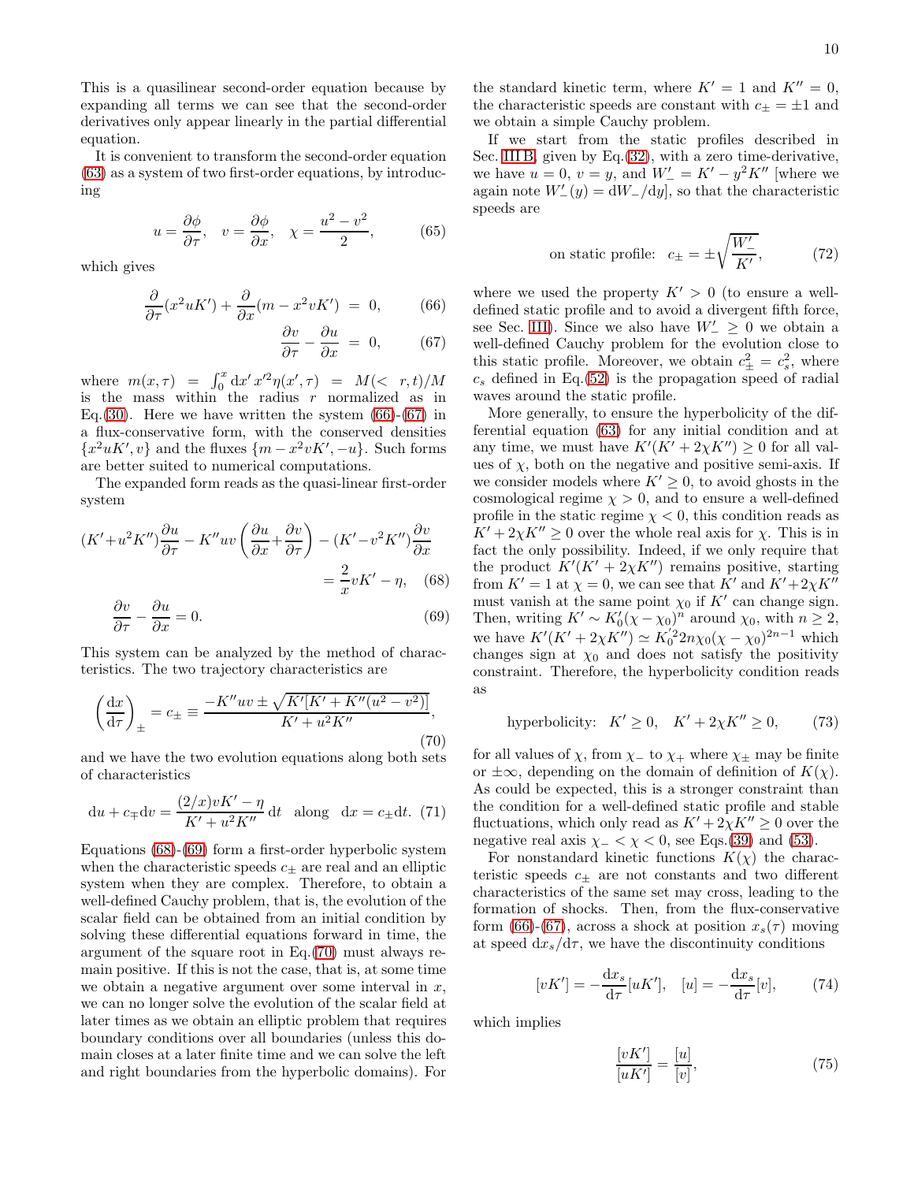This is a quasilinear second-order equation because by expanding all terms we can see that the second-order derivatives only appear linearly in the partial differential equation.

It is convenient to transform the second-order equation (63) as a system of two first-order equations, by introducing

$$u = \frac{\partial \phi}{\partial \tau}, \quad v = \frac{\partial \phi}{\partial x}, \quad \chi = \frac{u^2 - v^2}{2}, \tag{65}$$

which gives

$$\frac{\partial}{\partial \tau}(x^2 u K') + \frac{\partial}{\partial x}(m - x^2 v K') \;=\; 0, \tag{66}$$

$$\frac{\partial v}{\partial \tau} - \frac{\partial u}{\partial x} \;=\; 0, \tag{67}$$

where $m(x,\tau) = \int_0^x \mathrm{d}x'\, x'^2 \eta(x',\tau) = M(<r,t)/M$ is the mass within the radius $r$ normalized as in Eq.(30). Here we have written the system (66)-(67) in a flux-conservative form, with the conserved densities $\{x^2 u K', v\}$ and the fluxes $\{m - x^2 v K', -u\}$. Such forms are better suited to numerical computations.

The expanded form reads as the quasi-linear first-order system

$$(K' + u^2 K'')\frac{\partial u}{\partial \tau} - K'' uv\left(\frac{\partial u}{\partial x} + \frac{\partial v}{\partial \tau}\right) - (K' - v^2 K'')\frac{\partial v}{\partial x} = \frac{2}{x} v K' - \eta, \tag{68}$$

$$\frac{\partial v}{\partial \tau} - \frac{\partial u}{\partial x} = 0. \tag{69}$$

This system can be analyzed by the method of characteristics. The two trajectory characteristics are

$$\left(\frac{\mathrm{d}x}{\mathrm{d}\tau}\right)_{\pm} = c_{\pm} \equiv \frac{-K'' uv \pm \sqrt{K'[K' + K''(u^2 - v^2)]}}{K' + u^2 K''}, \tag{70}$$

and we have the two evolution equations along both sets of characteristics

$$\mathrm{d}u + c_{\mp}\mathrm{d}v = \frac{(2/x)vK' - \eta}{K' + u^2 K''}\,\mathrm{d}t \quad \text{along} \quad \mathrm{d}x = c_{\pm}\mathrm{d}t. \tag{71}$$

Equations (68)-(69) form a first-order hyperbolic system when the characteristic speeds $c_{\pm}$ are real and an elliptic system when they are complex. Therefore, to obtain a well-defined Cauchy problem, that is, the evolution of the scalar field can be obtained from an initial condition by solving these differential equations forward in time, the argument of the square root in Eq.(70) must always remain positive. If this is not the case, that is, at some time we obtain a negative argument over some interval in $x$, we can no longer solve the evolution of the scalar field at later times as we obtain an elliptic problem that requires boundary conditions over all boundaries (unless this domain closes at a later finite time and we can solve the left and right boundaries from the hyperbolic domains). For the standard kinetic term, where $K' = 1$ and $K'' = 0$, the characteristic speeds are constant with $c_{\pm} = \pm 1$ and we obtain a simple Cauchy problem.

If we start from the static profiles described in Sec. III B, given by Eq.(32), with a zero time-derivative, we have $u = 0$, $v = y$, and $W'_- = K' - y^2 K''$ [where we again note $W'_-(y) = \mathrm{d}W_-/\mathrm{d}y$], so that the characteristic speeds are

$$\text{on static profile:} \;\; c_{\pm} = \pm\sqrt{\frac{W'_-}{K'}}, \tag{72}$$

where we used the property $K' > 0$ (to ensure a well-defined static profile and to avoid a divergent fifth force, see Sec. III). Since we also have $W'_- \geq 0$ we obtain a well-defined Cauchy problem for the evolution close to this static profile. Moreover, we obtain $c_{\pm}^2 = c_s^2$, where $c_s$ defined in Eq.(52) is the propagation speed of radial waves around the static profile.

More generally, to ensure the hyperbolicity of the differential equation (63) for any initial condition and at any time, we must have $K'(K' + 2\chi K'') \geq 0$ for all values of $\chi$, both on the negative and positive semi-axis. If we consider models where $K' \geq 0$, to avoid ghosts in the cosmological regime $\chi > 0$, and to ensure a well-defined profile in the static regime $\chi < 0$, this condition reads as $K' + 2\chi K'' \geq 0$ over the whole real axis for $\chi$. This is in fact the only possibility. Indeed, if we only require that the product $K'(K' + 2\chi K'')$ remains positive, starting from $K' = 1$ at $\chi = 0$, we can see that $K'$ and $K' + 2\chi K''$ must vanish at the same point $\chi_0$ if $K'$ can change sign. Then, writing $K' \sim K'_0(\chi - \chi_0)^n$ around $\chi_0$, with $n \geq 2$, we have $K'(K' + 2\chi K'') \simeq K_0'^2 2n\chi_0(\chi - \chi_0)^{2n-1}$ which changes sign at $\chi_0$ and does not satisfy the positivity constraint. Therefore, the hyperbolicity condition reads as

$$\text{hyperbolicity:} \;\; K' \geq 0, \quad K' + 2\chi K'' \geq 0, \tag{73}$$

for all values of $\chi$, from $\chi_-$ to $\chi_+$ where $\chi_{\pm}$ may be finite or $\pm\infty$, depending on the domain of definition of $K(\chi)$. As could be expected, this is a stronger constraint than the condition for a well-defined static profile and stable fluctuations, which only read as $K' + 2\chi K'' \geq 0$ over the negative real axis $\chi_- < \chi < 0$, see Eqs.(39) and (53).

For nonstandard kinetic functions $K(\chi)$ the characteristic speeds $c_{\pm}$ are not constants and two different characteristics of the same set may cross, leading to the formation of shocks. Then, from the flux-conservative form (66)-(67), across a shock at position $x_s(\tau)$ moving at speed $\mathrm{d}x_s/\mathrm{d}\tau$, we have the discontinuity conditions

$$[vK'] = -\frac{\mathrm{d}x_s}{\mathrm{d}\tau}[uK'], \quad [u] = -\frac{\mathrm{d}x_s}{\mathrm{d}\tau}[v], \tag{74}$$

which implies

$$\frac{[vK']}{[uK']} = \frac{[u]}{[v]}, \tag{75}$$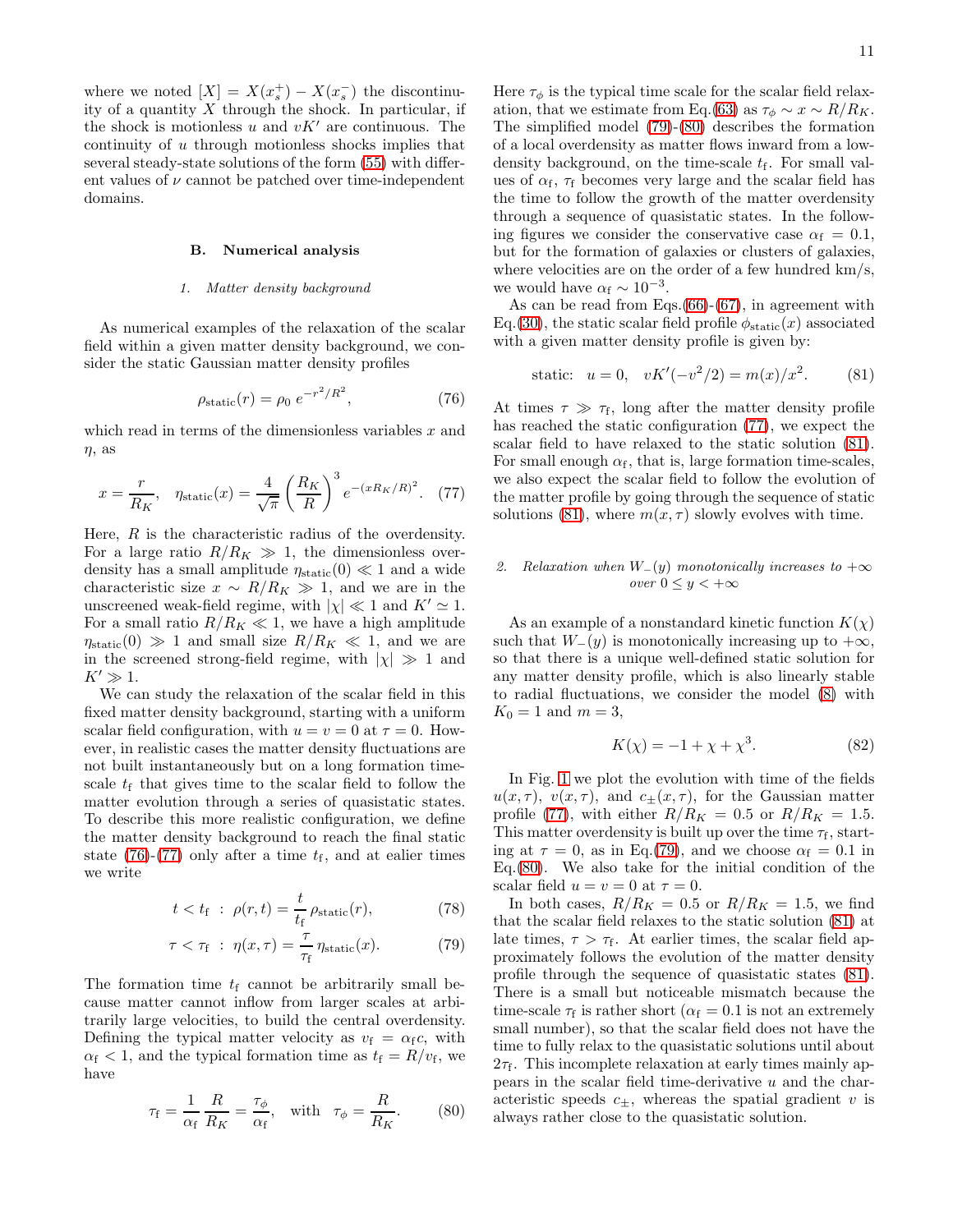where we noted $[X] = X(x_s^+) - X(x_s^-)$ the discontinuity of a quantity $X$ through the shock. In particular, if the shock is motionless $u$ and $vK'$ are continuous. The continuity of $u$ through motionless shocks implies that several steady-state solutions of the form (55) with different values of $\nu$ cannot be patched over time-independent domains.

## B. Numerical analysis

### 1. Matter density background

As numerical examples of the relaxation of the scalar field within a given matter density background, we consider the static Gaussian matter density profiles

$$\rho_{\rm static}(r) = \rho_0 \, e^{-r^2/R^2}, \tag{76}$$

which read in terms of the dimensionless variables $x$ and $\eta$, as

$$x = \frac{r}{R_K}, \quad \eta_{\rm static}(x) = \frac{4}{\sqrt{\pi}} \left(\frac{R_K}{R}\right)^3 e^{-(xR_K/R)^2}. \tag{77}$$

Here, $R$ is the characteristic radius of the overdensity. For a large ratio $R/R_K \gg 1$, the dimensionless overdensity has a small amplitude $\eta_{\rm static}(0) \ll 1$ and a wide characteristic size $x \sim R/R_K \gg 1$, and we are in the unscreened weak-field regime, with $|\chi| \ll 1$ and $K' \simeq 1$. For a small ratio $R/R_K \ll 1$, we have a high amplitude $\eta_{\rm static}(0) \gg 1$ and small size $R/R_K \ll 1$, and we are in the screened strong-field regime, with $|\chi| \gg 1$ and $K' \gg 1$.

We can study the relaxation of the scalar field in this fixed matter density background, starting with a uniform scalar field configuration, with $u = v = 0$ at $\tau = 0$. However, in realistic cases the matter density fluctuations are not built instantaneously but on a long formation time-scale $t_{\rm f}$ that gives time to the scalar field to follow the matter evolution through a series of quasistatic states. To describe this more realistic configuration, we define the matter density background to reach the final static state (76)-(77) only after a time $t_{\rm f}$, and at eralier times we write

$$t < t_{\rm f} \; : \; \rho(r,t) = \frac{t}{t_{\rm f}} \, \rho_{\rm static}(r), \tag{78}$$

$$\tau < \tau_{\rm f} \; : \; \eta(x,\tau) = \frac{\tau}{\tau_{\rm f}} \, \eta_{\rm static}(x). \tag{79}$$

The formation time $t_{\rm f}$ cannot be arbitrarily small because matter cannot inflow from larger scales at arbitrarily large velocities, to build the central overdensity. Defining the typical matter velocity as $v_{\rm f} = \alpha_{\rm f} c$, with $\alpha_{\rm f} < 1$, and the typical formation time as $t_{\rm f} = R/v_{\rm f}$, we have

$$\tau_{\rm f} = \frac{1}{\alpha_{\rm f}} \frac{R}{R_K} = \frac{\tau_\phi}{\alpha_{\rm f}}, \quad \text{with} \quad \tau_\phi = \frac{R}{R_K}. \tag{80}$$

Here $\tau_\phi$ is the typical time scale for the scalar field relaxation, that we estimate from Eq.(63) as $\tau_\phi \sim x \sim R/R_K$. The simplified model (79)-(80) describes the formation of a local overdensity as matter flows inward from a low-density background, on the time-scale $t_{\rm f}$. For small values of $\alpha_{\rm f}$, $\tau_{\rm f}$ becomes very large and the scalar field has the time to follow the growth of the matter overdensity through a sequence of quasistatic states. In the following figures we consider the conservative case $\alpha_{\rm f} = 0.1$, but for the formation of galaxies or clusters of galaxies, where velocities are on the order of a few hundred km/s, we would have $\alpha_{\rm f} \sim 10^{-3}$.

As can be read from Eqs.(66)-(67), in agreement with Eq.(30), the static scalar field profile $\phi_{\rm static}(x)$ associated with a given matter density profile is given by:

$$\text{static:} \quad u = 0, \quad vK'(-v^2/2) = m(x)/x^2. \tag{81}$$

At times $\tau \gg \tau_{\rm f}$, long after the matter density profile has reached the static configuration (77), we expect the scalar field to have relaxed to the static solution (81). For small enough $\alpha_{\rm f}$, that is, large formation time-scales, we also expect the scalar field to follow the evolution of the matter profile by going through the sequence of static solutions (81), where $m(x,\tau)$ slowly evolves with time.

### 2. Relaxation when $W_-(y)$ monotonically increases to $+\infty$ over $0 \leq y < +\infty$

As an example of a nonstandard kinetic function $K(\chi)$ such that $W_-(y)$ is monotonically increasing up to $+\infty$, so that there is a unique well-defined static solution for any matter density profile, which is also linearly stable to radial fluctuations, we consider the model (8) with $K_0 = 1$ and $m = 3$,

$$K(\chi) = -1 + \chi + \chi^3. \tag{82}$$

In Fig. 1 we plot the evolution with time of the fields $u(x,\tau)$, $v(x,\tau)$, and $c_\pm(x,\tau)$, for the Gaussian matter profile (77), with either $R/R_K = 0.5$ or $R/R_K = 1.5$. This matter overdensity is built up over the time $\tau_{\rm f}$, starting at $\tau = 0$, as in Eq.(79), and we choose $\alpha_{\rm f} = 0.1$ in Eq.(80). We also take for the initial condition of the scalar field $u = v = 0$ at $\tau = 0$.

In both cases, $R/R_K = 0.5$ or $R/R_K = 1.5$, we find that the scalar field relaxes to the static solution (81) at late times, $\tau > \tau_{\rm f}$. At earlier times, the scalar field approximately follows the evolution of the matter density profile through the sequence of quasistatic states (81). There is a small but noticeable mismatch because the time-scale $\tau_{\rm f}$ is rather short ($\alpha_{\rm f} = 0.1$ is not an extremely small number), so that the scalar field does not have the time to fully relax to the quasistatic solutions until about $2\tau_{\rm f}$. This incomplete relaxation at early times mainly appears in the scalar field time-derivative $u$ and the characteristic speeds $c_\pm$, whereas the spatial gradient $v$ is always rather close to the quasistatic solution.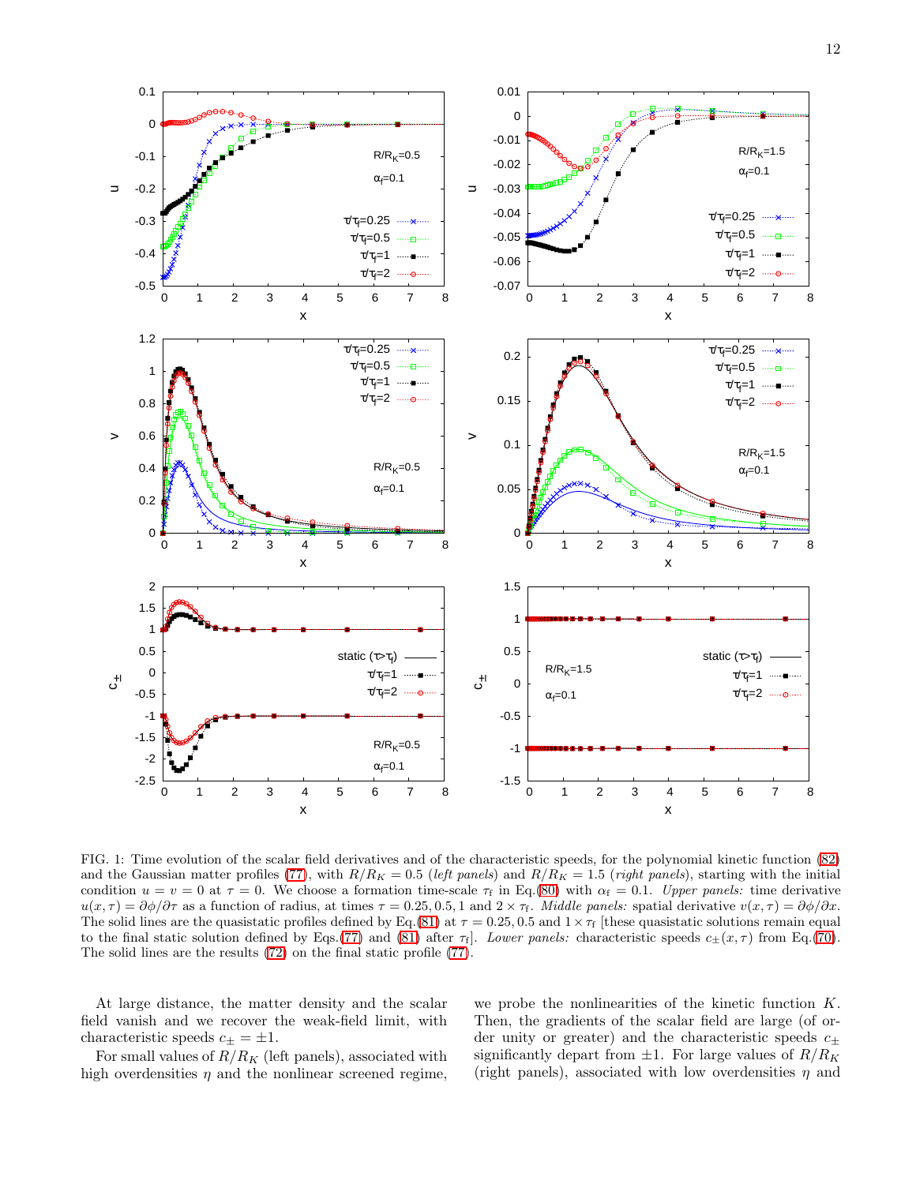FIG. 1: Time evolution of the scalar field derivatives and of the characteristic speeds, for the polynomial kinetic function (82) and the Gaussian matter profiles (77), with $R/R_K = 0.5$ (*left panels*) and $R/R_K = 1.5$ (*right panels*), starting with the initial condition $u = v = 0$ at $\tau = 0$. We choose a formation time-scale $\tau_f$ in Eq.(80) with $\alpha_f = 0.1$. *Upper panels:* time derivative $u(x,\tau) = \partial\phi/\partial\tau$ as a function of radius, at times $\tau = 0.25, 0.5, 1$ and $2 \times \tau_f$. *Middle panels:* spatial derivative $v(x,\tau) = \partial\phi/\partial x$. The solid lines are the quasistatic profiles defined by Eq.(81) at $\tau = 0.25, 0.5$ and $1 \times \tau_f$ [these quasistatic solutions remain equal to the final static solution defined by Eqs.(77) and (81) after $\tau_f$]. *Lower panels:* characteristic speeds $c_\pm(x,\tau)$ from Eq.(70). The solid lines are the results (72) on the final static profile (77).

At large distance, the matter density and the scalar field vanish and we recover the weak-field limit, with characteristic speeds $c_\pm = \pm 1$.

For small values of $R/R_K$ (left panels), associated with high overdensities $\eta$ and the nonlinear screened regime, we probe the nonlinearities of the kinetic function $K$. Then, the gradients of the scalar field are large (of order unity or greater) and the characteristic speeds $c_\pm$ significantly depart from $\pm 1$. For large values of $R/R_K$ (right panels), associated with low overdensities $\eta$ and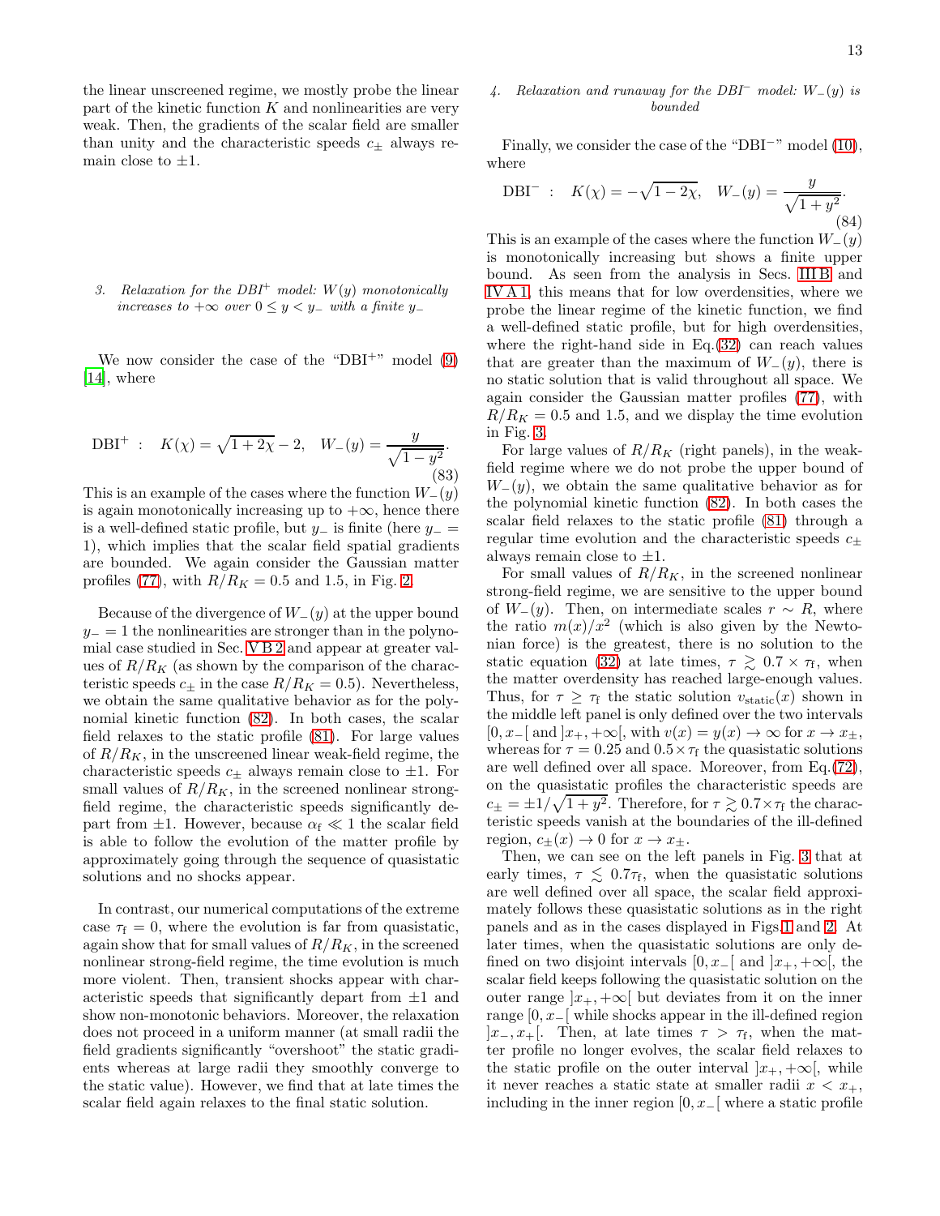the linear unscreened regime, we mostly probe the linear part of the kinetic function $K$ and nonlinearities are very weak. Then, the gradients of the scalar field are smaller than unity and the characteristic speeds $c_\pm$ always remain close to $\pm 1$.

### 3. Relaxation for the DBI$^+$ model: $W(y)$ monotonically increases to $+\infty$ over $0 \leq y < y_-$ with a finite $y_-$

We now consider the case of the "DBI$^+$" model (9) [14], where

$$\text{DBI}^+ \;:\quad K(\chi) = \sqrt{1+2\chi} - 2, \quad W_-(y) = \frac{y}{\sqrt{1-y^2}}. \tag{83}$$

This is an example of the cases where the function $W_-(y)$ is again monotonically increasing up to $+\infty$, hence there is a well-defined static profile, but $y_-$ is finite (here $y_- = 1$), which implies that the scalar field spatial gradients are bounded. We again consider the Gaussian matter profiles (77), with $R/R_K = 0.5$ and 1.5, in Fig. 2.

Because of the divergence of $W_-(y)$ at the upper bound $y_- = 1$ the nonlinearities are stronger than in the polynomial case studied in Sec. V B 2 and appear at greater values of $R/R_K$ (as shown by the comparison of the characteristic speeds $c_\pm$ in the case $R/R_K = 0.5$). Nevertheless, we obtain the same qualitative behavior as for the polynomial kinetic function (82). In both cases, the scalar field relaxes to the static profile (81). For large values of $R/R_K$, in the unscreened linear weak-field regime, the characteristic speeds $c_\pm$ always remain close to $\pm 1$. For small values of $R/R_K$, in the screened nonlinear strong-field regime, the characteristic speeds significantly depart from $\pm 1$. However, because $\alpha_{\rm f} \ll 1$ the scalar field is able to follow the evolution of the matter profile by approximately going through the sequence of quasistatic solutions and no shocks appear.

In contrast, our numerical computations of the extreme case $\tau_{\rm f} = 0$, where the evolution is far from quasistatic, again show that for small values of $R/R_K$, in the screened nonlinear strong-field regime, the time evolution is much more violent. Then, transient shocks appear with characteristic speeds that significantly depart from $\pm 1$ and show non-monotonic behaviors. Moreover, the relaxation does not proceed in a uniform manner (at small radii the field gradients significantly "overshoot" the static gradients whereas at large radii they smoothly converge to the static value). However, we find that at late times the scalar field again relaxes to the final static solution.

### 4. Relaxation and runaway for the DBI$^-$ model: $W_-(y)$ is bounded

Finally, we consider the case of the "DBI$^-$" model (10), where

$$\text{DBI}^- \;:\quad K(\chi) = -\sqrt{1-2\chi}, \quad W_-(y) = \frac{y}{\sqrt{1+y^2}}. \tag{84}$$

This is an example of the cases where the function $W_-(y)$ is monotonically increasing but shows a finite upper bound. As seen from the analysis in Secs. III B and IV A 1, this means that for low overdensities, where we probe the linear regime of the kinetic function, we find a well-defined static profile, but for high overdensities, where the right-hand side in Eq.(32) can reach values that are greater than the maximum of $W_-(y)$, there is no static solution that is valid throughout all space. We again consider the Gaussian matter profiles (77), with $R/R_K = 0.5$ and 1.5, and we display the time evolution in Fig. 3.

For large values of $R/R_K$ (right panels), in the weak-field regime where we do not probe the upper bound of $W_-(y)$, we obtain the same qualitative behavior as for the polynomial kinetic function (82). In both cases the scalar field relaxes to the static profile (81) through a regular time evolution and the characteristic speeds $c_\pm$ always remain close to $\pm 1$.

For small values of $R/R_K$, in the screened nonlinear strong-field regime, we are sensitive to the upper bound of $W_-(y)$. Then, on intermediate scales $r \sim R$, where the ratio $m(x)/x^2$ (which is also given by the Newtonian force) is the greatest, there is no solution to the static equation (32) at late times, $\tau \gtrsim 0.7 \times \tau_{\rm f}$, when the matter overdensity has reached large-enough values. Thus, for $\tau \geq \tau_{\rm f}$ the static solution $v_{\rm static}(x)$ shown in the middle left panel is only defined over the two intervals $[0, x_-[$ and $]x_+, +\infty[$, with $v(x) = y(x) \to \infty$ for $x \to x_\pm$, whereas for $\tau = 0.25$ and $0.5 \times \tau_{\rm f}$ the quasistatic solutions are well defined over all space. Moreover, from Eq.(72), on the quasistatic profiles the characteristic speeds are $c_\pm = \pm 1/\sqrt{1+y^2}$. Therefore, for $\tau \gtrsim 0.7 \times \tau_{\rm f}$ the characteristic speeds vanish at the boundaries of the ill-defined region, $c_\pm(x) \to 0$ for $x \to x_\pm$.

Then, we can see on the left panels in Fig. 3 that at early times, $\tau \lesssim 0.7\tau_{\rm f}$, when the quasistatic solutions are well defined over all space, the scalar field approximately follows these quasistatic solutions as in the right panels and as in the cases displayed in Figs. 1 and 2. At later times, when the quasistatic solutions are only defined on two disjoint intervals $[0, x_-[$ and $]x_+, +\infty[$, the scalar field keeps following the quasistatic solution on the outer range $]x_+, +\infty[$ but deviates from it on the inner range $[0, x_-[$ while shocks appear in the ill-defined region $]x_-, x_+[$. Then, at late times $\tau > \tau_{\rm f}$, when the matter profile no longer evolves, the scalar field relaxes to the static profile on the outer interval $]x_+, +\infty[$, while it never reaches a static state at smaller radii $x < x_+$, including in the inner region $[0, x_-[$ where a static profile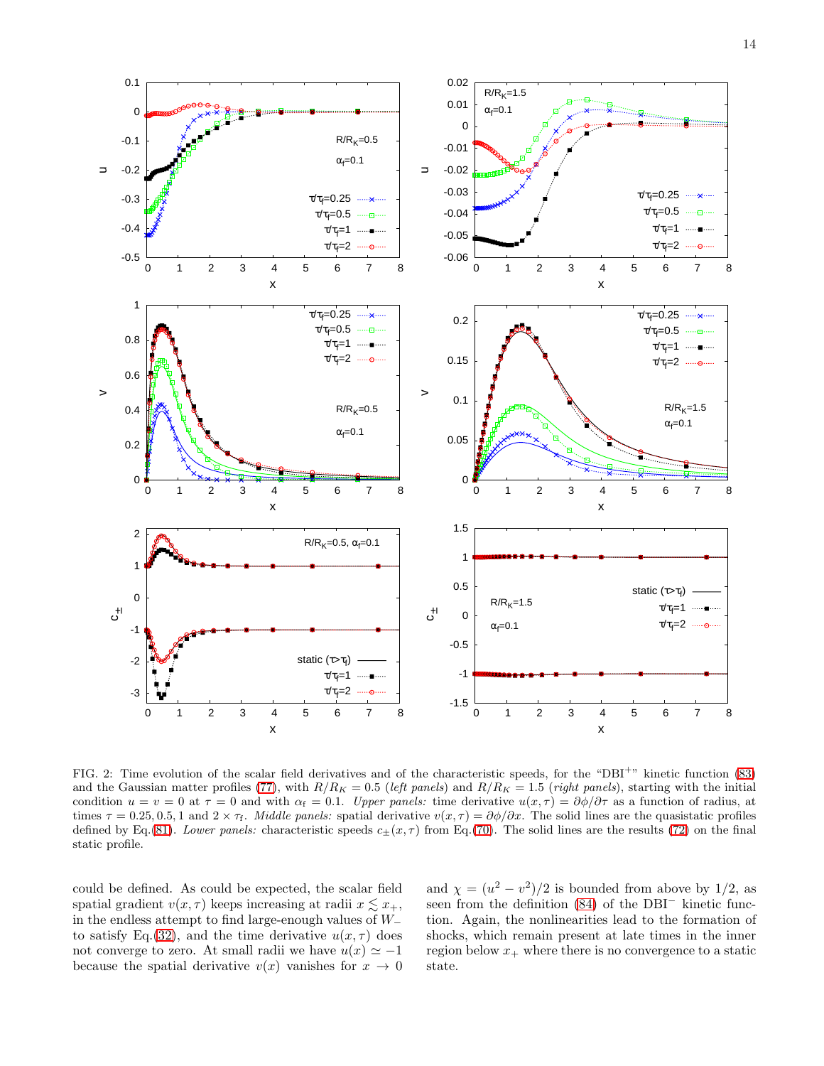FIG. 2: Time evolution of the scalar field derivatives and of the characteristic speeds, for the "DBI$^{+}$" kinetic function (83) and the Gaussian matter profiles (77), with $R/R_K = 0.5$ (*left panels*) and $R/R_K = 1.5$ (*right panels*), starting with the initial condition $u = v = 0$ at $\tau = 0$ and with $\alpha_{\rm f} = 0.1$. *Upper panels:* time derivative $u(x, \tau) = \partial\phi/\partial\tau$ as a function of radius, at times $\tau = 0.25, 0.5, 1$ and $2 \times \tau_{\rm f}$. *Middle panels:* spatial derivative $v(x, \tau) = \partial\phi/\partial x$. The solid lines are the quasistatic profiles defined by Eq.(81). *Lower panels:* characteristic speeds $c_{\pm}(x, \tau)$ from Eq.(70). The solid lines are the results (72) on the final static profile.

could be defined. As could be expected, the scalar field spatial gradient $v(x, \tau)$ keeps increasing at radii $x \lesssim x_+$, in the endless attempt to find large-enough values of $W_-$ to satisfy Eq.(32), and the time derivative $u(x, \tau)$ does not converge to zero. At small radii we have $u(x) \simeq -1$ because the spatial derivative $v(x)$ vanishes for $x \to 0$ and $\chi = (u^2 - v^2)/2$ is bounded from above by $1/2$, as seen from the definition (84) of the DBI$^{-}$ kinetic function. Again, the nonlinearities lead to the formation of shocks, which remain present at late times in the inner region below $x_+$ where there is no convergence to a static state.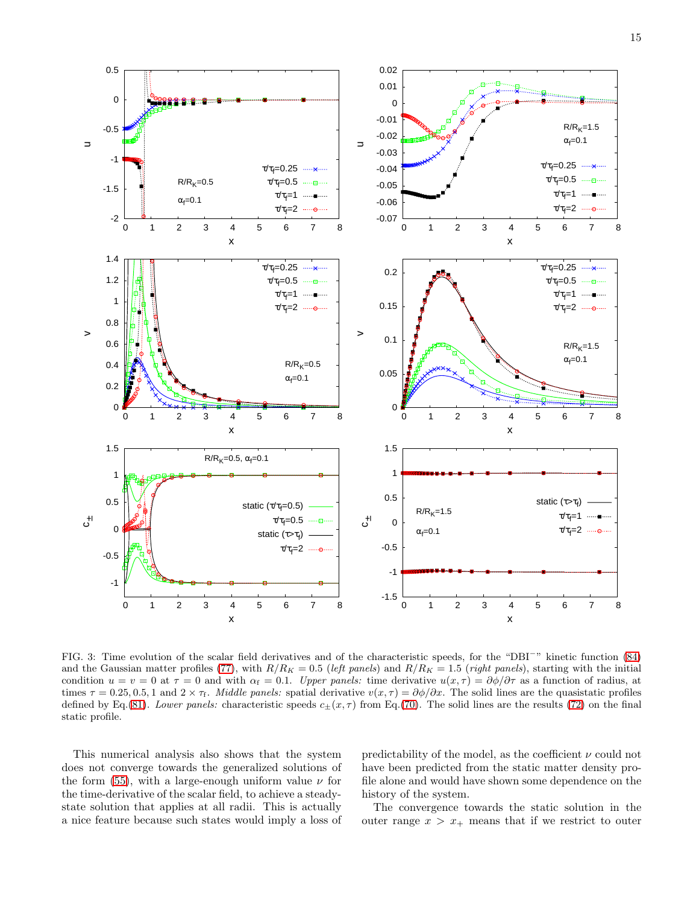FIG. 3: Time evolution of the scalar field derivatives and of the characteristic speeds, for the "DBI$^-$" kinetic function (84) and the Gaussian matter profiles (77), with $R/R_K = 0.5$ (*left panels*) and $R/R_K = 1.5$ (*right panels*), starting with the initial condition $u = v = 0$ at $\tau = 0$ and with $\alpha_{\rm f} = 0.1$. *Upper panels:* time derivative $u(x,\tau) = \partial\phi/\partial\tau$ as a function of radius, at times $\tau = 0.25, 0.5, 1$ and $2 \times \tau_{\rm f}$. *Middle panels:* spatial derivative $v(x,\tau) = \partial\phi/\partial x$. The solid lines are the quasistatic profiles defined by Eq.(81). *Lower panels:* characteristic speeds $c_\pm(x,\tau)$ from Eq.(70). The solid lines are the results (72) on the final static profile.

This numerical analysis also shows that the system does not converge towards the generalized solutions of the form (55), with a large-enough uniform value $\nu$ for the time-derivative of the scalar field, to achieve a steady-state solution that applies at all radii. This is actually a nice feature because such states would imply a loss of predictability of the model, as the coefficient $\nu$ could not have been predicted from the static matter density profile alone and would have shown some dependence on the history of the system.

The convergence towards the static solution in the outer range $x > x_+$ means that if we restrict to outer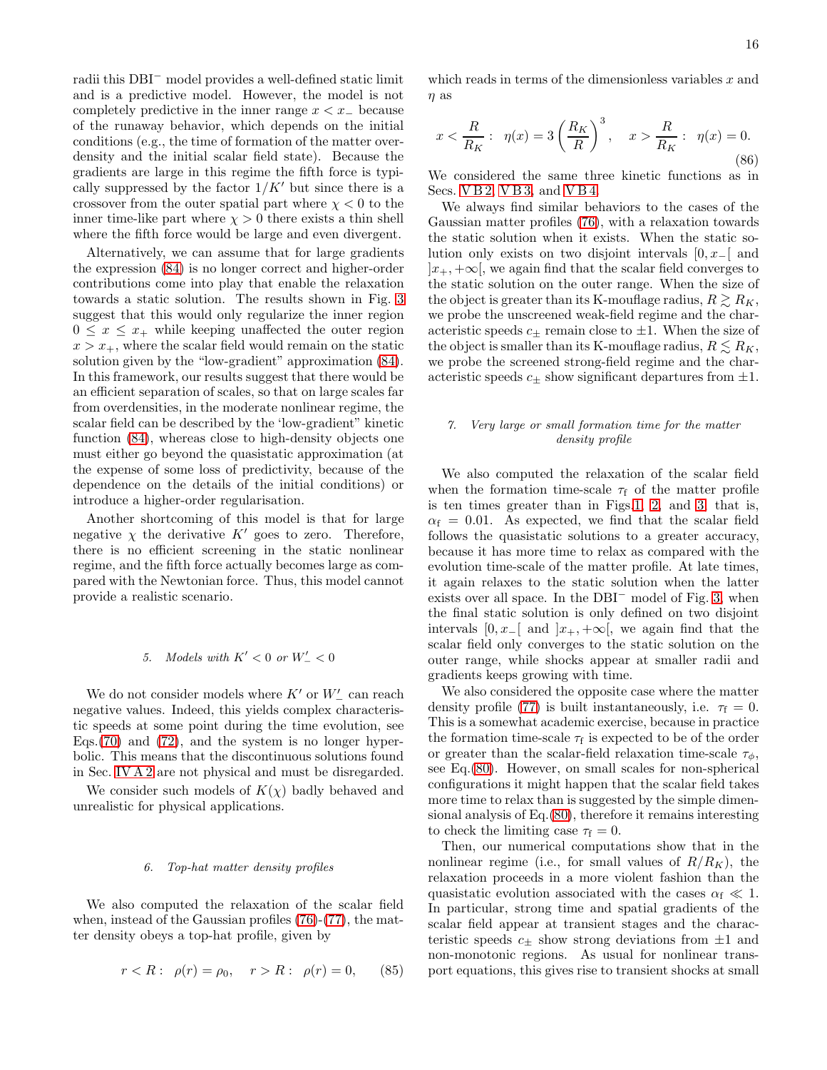radii this DBI$^-$ model provides a well-defined static limit and is a predictive model. However, the model is not completely predictive in the inner range $x < x_-$ because of the runaway behavior, which depends on the initial conditions (e.g., the time of formation of the matter overdensity and the initial scalar field state). Because the gradients are large in this regime the fifth force is typically suppressed by the factor $1/K'$ but since there is a crossover from the outer spatial part where $\chi < 0$ to the inner time-like part where $\chi > 0$ there exists a thin shell where the fifth force would be large and even divergent.

Alternatively, we can assume that for large gradients the expression (84) is no longer correct and higher-order contributions come into play that enable the relaxation towards a static solution. The results shown in Fig. 3 suggest that this would only regularize the inner region $0 \leq x \leq x_+$ while keeping unaffected the outer region $x > x_+$, where the scalar field would remain on the static solution given by the "low-gradient" approximation (84). In this framework, our results suggest that there would be an efficient separation of scales, so that on large scales far from overdensities, in the moderate nonlinear regime, the scalar field can be described by the 'low-gradient' kinetic function (84), whereas close to high-density objects one must either go beyond the quasistatic approximation (at the expense of some loss of predictivity, because of the dependence on the details of the initial conditions) or introduce a higher-order regularisation.

Another shortcoming of this model is that for large negative $\chi$ the derivative $K'$ goes to zero. Therefore, there is no efficient screening in the static nonlinear regime, and the fifth force actually becomes large as compared with the Newtonian force. Thus, this model cannot provide a realistic scenario.

##### 5. Models with $K' < 0$ or $W'_- < 0$

We do not consider models where $K'$ or $W'_-$ can reach negative values. Indeed, this yields complex characteristic speeds at some point during the time evolution, see Eqs.(70) and (72), and the system is no longer hyperbolic. This means that the discontinuous solutions found in Sec. IV A 2 are not physical and must be disregarded.

We consider such models of $K(\chi)$ badly behaved and unrealistic for physical applications.

##### 6. Top-hat matter density profiles

We also computed the relaxation of the scalar field when, instead of the Gaussian profiles (76)-(77), the matter density obeys a top-hat profile, given by

$$r < R: \;\; \rho(r) = \rho_0, \quad r > R: \;\; \rho(r) = 0, \tag{85}$$

which reads in terms of the dimensionless variables $x$ and $\eta$ as

$$x < \frac{R}{R_K}: \;\; \eta(x) = 3\left(\frac{R_K}{R}\right)^3, \quad x > \frac{R}{R_K}: \;\; \eta(x) = 0. \tag{86}$$

We considered the same three kinetic functions as in Secs. V B 2, V B 3, and V B 4.

We always find similar behaviors to the cases of the Gaussian matter profiles (76), with a relaxation towards the static solution when it exists. When the static solution only exists on two disjoint intervals $[0, x_-[$ and $]x_+, +\infty[$, we again find that the scalar field converges to the static solution on the outer range. When the size of the object is greater than its K-mouflage radius, $R \gtrsim R_K$, we probe the unscreened weak-field regime and the characteristic speeds $c_\pm$ remain close to $\pm 1$. When the size of the object is smaller than its K-mouflage radius, $R \lesssim R_K$, we probe the screened strong-field regime and the characteristic speeds $c_\pm$ show significant departures from $\pm 1$.

##### 7. Very large or small formation time for the matter density profile

We also computed the relaxation of the scalar field when the formation time-scale $\tau_{\rm f}$ of the matter profile is ten times greater than in Figs.1, 2, and 3, that is, $\alpha_{\rm f} = 0.01$. As expected, we find that the scalar field follows the quasistatic solutions to a greater accuracy, because it has more time to relax as compared with the evolution time-scale of the matter profile. At late times, it again relaxes to the static solution when the latter exists over all space. In the DBI$^-$ model of Fig. 3, when the final static solution is only defined on two disjoint intervals $[0, x_-[$ and $]x_+, +\infty[$, we again find that the scalar field only converges to the static solution on the outer range, while shocks appear at smaller radii and gradients keeps growing with time.

We also considered the opposite case where the matter density profile (77) is built instantaneously, i.e. $\tau_{\rm f} = 0$. This is a somewhat academic exercise, because in practice the formation time-scale $\tau_{\rm f}$ is expected to be of the order or greater than the scalar-field relaxation time-scale $\tau_\phi$, see Eq.(80). However, on small scales for non-spherical configurations it might happen that the scalar field takes more time to relax than is suggested by the simple dimensional analysis of Eq.(80), therefore it remains interesting to check the limiting case $\tau_{\rm f} = 0$.

Then, our numerical computations show that in the nonlinear regime (i.e., for small values of $R/R_K$), the relaxation proceeds in a more violent fashion than the quasistatic evolution associated with the cases $\alpha_{\rm f} \ll 1$. In particular, strong time and spatial gradients of the scalar field appear at transient stages and the characteristic speeds $c_\pm$ show strong deviations from $\pm 1$ and non-monotonic regions. As usual for nonlinear transport equations, this gives rise to transient shocks at small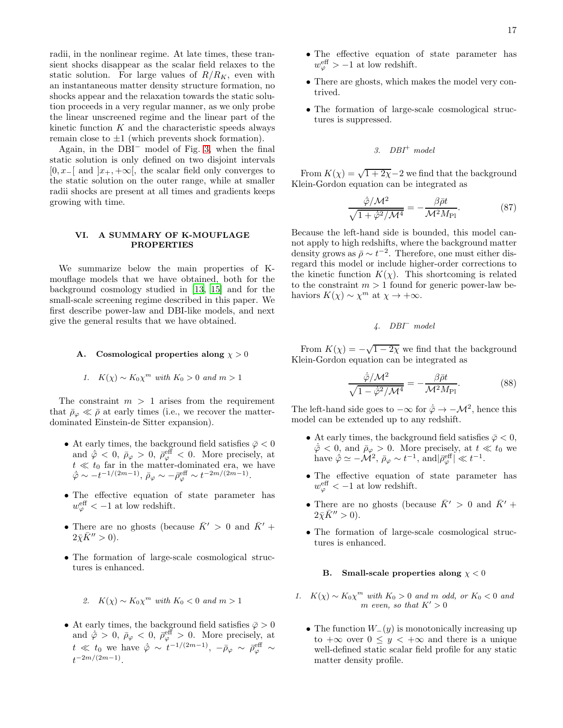radii, in the nonlinear regime. At late times, these transient shocks disappear as the scalar field relaxes to the static solution. For large values of $R/R_K$, even with an instantaneous matter density structure formation, no shocks appear and the relaxation towards the static solution proceeds in a very regular manner, as we only probe the linear unscreened regime and the linear part of the kinetic function $K$ and the characteristic speeds always remain close to $\pm 1$ (which prevents shock formation).

Again, in the DBI$^-$ model of Fig. 3, when the final static solution is only defined on two disjoint intervals $[0, x_-[$ and $]x_+, +\infty[$, the scalar field only converges to the static solution on the outer range, while at smaller radii shocks are present at all times and gradients keeps growing with time.

## VI. A SUMMARY OF K-MOUFLAGE PROPERTIES

We summarize below the main properties of K-mouflage models that we have obtained, both for the background cosmology studied in [13, 15] and for the small-scale screening regime described in this paper. We first describe power-law and DBI-like models, and next give the general results that we have obtained.

### A. Cosmological properties along $\chi > 0$

#### 1. $K(\chi) \sim K_0 \chi^m$ with $K_0 > 0$ and $m > 1$

The constraint $m > 1$ arises from the requirement that $\bar\rho_\varphi \ll \bar\rho$ at early times (i.e., we recover the matter-dominated Einstein-de Sitter expansion).

- At early times, the background field satisfies $\bar\varphi < 0$ and $\dot{\bar\varphi} < 0$, $\bar\rho_\varphi > 0$, $\bar\rho_\varphi^{\rm eff} < 0$. More precisely, at $t \ll t_0$ far in the matter-dominated era, we have $\dot{\bar\varphi} \sim -t^{-1/(2m-1)}$, $\bar\rho_\varphi \sim -\bar\rho_\varphi^{\rm eff} \sim t^{-2m/(2m-1)}$.
- The effective equation of state parameter has $w_\varphi^{\rm eff} < -1$ at low redshift.
- There are no ghosts (because $\bar K' > 0$ and $\bar K' + 2\bar\chi \bar K'' > 0$).
- The formation of large-scale cosmological structures is enhanced.

#### 2. $K(\chi) \sim K_0 \chi^m$ with $K_0 < 0$ and $m > 1$

- At early times, the background field satisfies $\bar\varphi > 0$ and $\dot{\bar\varphi} > 0$, $\bar\rho_\varphi < 0$, $\bar\rho_\varphi^{\rm eff} > 0$. More precisely, at $t \ll t_0$ we have $\dot{\bar\varphi} \sim t^{-1/(2m-1)}$, $-\bar\rho_\varphi \sim \bar\rho_\varphi^{\rm eff} \sim t^{-2m/(2m-1)}$.
- The effective equation of state parameter has $w_\varphi^{\rm eff} > -1$ at low redshift.
- There are ghosts, which makes the model very contrived.
- The formation of large-scale cosmological structures is suppressed.

#### 3. DBI$^+$ model

From $K(\chi) = \sqrt{1+2\chi} - 2$ we find that the background Klein-Gordon equation can be integrated as

$$\frac{\dot{\bar\varphi}/\mathcal{M}^2}{\sqrt{1+\dot{\bar\varphi}^2/\mathcal{M}^4}} = -\frac{\beta \bar\rho t}{\mathcal{M}^2 M_{\rm Pl}}. \tag{87}$$

Because the left-hand side is bounded, this model cannot apply to high redshifts, where the background matter density grows as $\bar\rho \sim t^{-2}$. Therefore, one must either disregard this model or include higher-order corrections to the kinetic function $K(\chi)$. This shortcoming is related to the constraint $m > 1$ found for generic power-law behaviors $K(\chi) \sim \chi^m$ at $\chi \to +\infty$.

#### 4. DBI$^-$ model

From $K(\chi) = -\sqrt{1-2\chi}$ we find that the background Klein-Gordon equation can be integrated as

$$\frac{\dot{\bar\varphi}/\mathcal{M}^2}{\sqrt{1-\dot{\bar\varphi}^2/\mathcal{M}^4}} = -\frac{\beta \bar\rho t}{\mathcal{M}^2 M_{\rm Pl}}. \tag{88}$$

The left-hand side goes to $-\infty$ for $\dot{\bar\varphi} \to -\mathcal{M}^2$, hence this model can be extended up to any redshift.

- At early times, the background field satisfies $\bar\varphi < 0$, $\dot{\bar\varphi} < 0$, and $\bar\rho_\varphi > 0$. More precisely, at $t \ll t_0$ we have $\dot{\bar\varphi} \simeq -\mathcal{M}^2$, $\bar\rho_\varphi \sim t^{-1}$, and$|\bar\rho_\varphi^{\rm eff}| \ll t^{-1}$.
- The effective equation of state parameter has $w_\varphi^{\rm eff} < -1$ at low redshift.
- There are no ghosts (because $\bar K' > 0$ and $\bar K' + 2\bar\chi \bar K'' > 0$).
- The formation of large-scale cosmological structures is enhanced.

### B. Small-scale properties along $\chi < 0$

#### 1. $K(\chi) \sim K_0 \chi^m$ with $K_0 > 0$ and $m$ odd, or $K_0 < 0$ and $m$ even, so that $K' > 0$

- The function $W_-(y)$ is monotonically increasing up to $+\infty$ over $0 \leq y < +\infty$ and there is a unique well-defined static scalar field profile for any static matter density profile.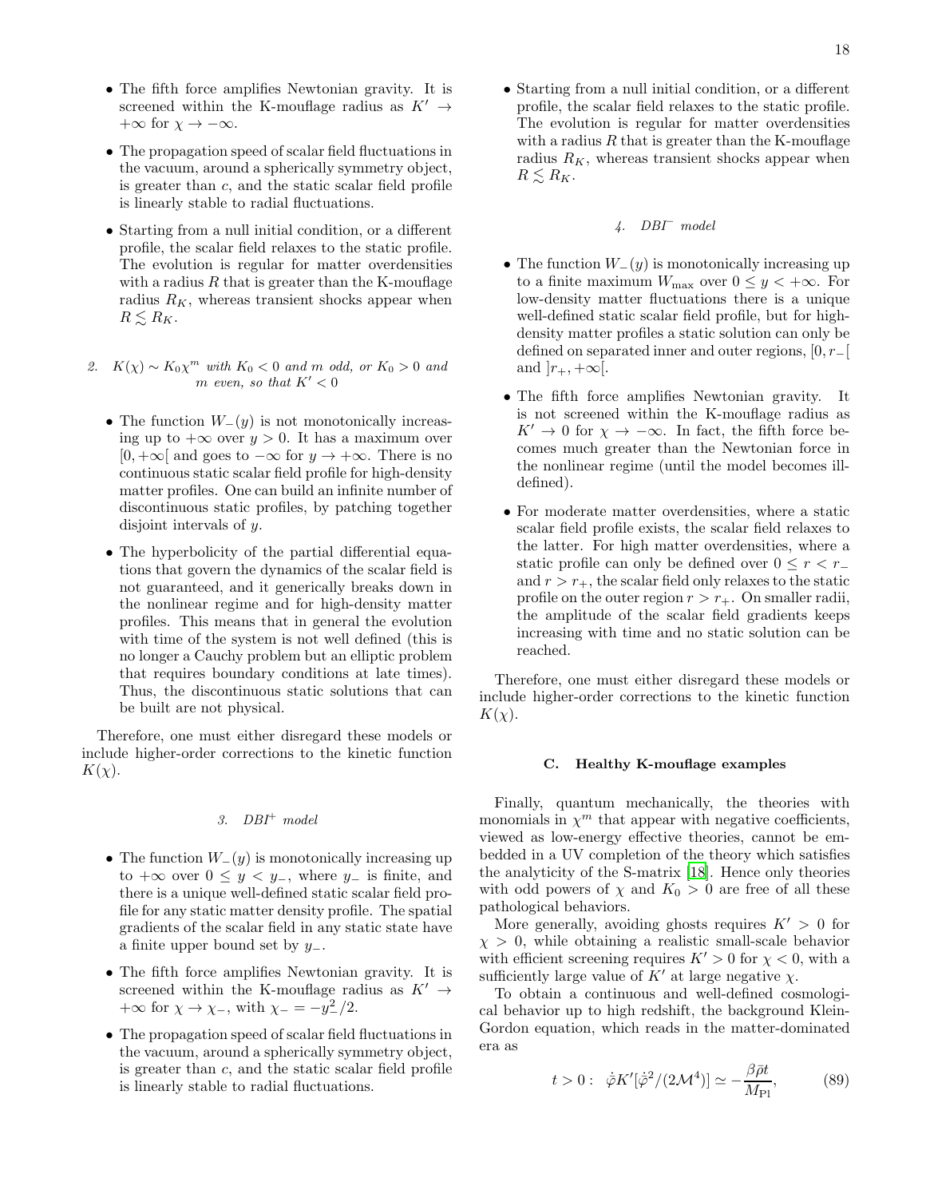- The fifth force amplifies Newtonian gravity. It is screened within the K-mouflage radius as $K' \to +\infty$ for $\chi \to -\infty$.

- The propagation speed of scalar field fluctuations in the vacuum, around a spherically symmetry object, is greater than $c$, and the static scalar field profile is linearly stable to radial fluctuations.

- Starting from a null initial condition, or a different profile, the scalar field relaxes to the static profile. The evolution is regular for matter overdensities with a radius $R$ that is greater than the K-mouflage radius $R_K$, whereas transient shocks appear when $R \lesssim R_K$.

#### 2. $K(\chi) \sim K_0 \chi^m$ with $K_0 < 0$ and $m$ odd, or $K_0 > 0$ and $m$ even, so that $K' < 0$

- The function $W_-(y)$ is not monotonically increasing up to $+\infty$ over $y > 0$. It has a maximum over $[0, +\infty[$ and goes to $-\infty$ for $y \to +\infty$. There is no continuous static scalar field profile for high-density matter profiles. One can build an infinite number of discontinuous static profiles, by patching together disjoint intervals of $y$.

- The hyperbolicity of the partial differential equations that govern the dynamics of the scalar field is not guaranteed, and it generically breaks down in the nonlinear regime and for high-density matter profiles. This means that in general the evolution with time of the system is not well defined (this is no longer a Cauchy problem but an elliptic problem that requires boundary conditions at late times). Thus, the discontinuous static solutions that can be built are not physical.

Therefore, one must either disregard these models or include higher-order corrections to the kinetic function $K(\chi)$.

#### 3. DBI$^+$ model

- The function $W_-(y)$ is monotonically increasing up to $+\infty$ over $0 \leq y < y_-$, where $y_-$ is finite, and there is a unique well-defined static scalar field profile for any static matter density profile. The spatial gradients of the scalar field in any static state have a finite upper bound set by $y_-$.

- The fifth force amplifies Newtonian gravity. It is screened within the K-mouflage radius as $K' \to +\infty$ for $\chi \to \chi_-$, with $\chi_- = -y_-^2/2$.

- The propagation speed of scalar field fluctuations in the vacuum, around a spherically symmetry object, is greater than $c$, and the static scalar field profile is linearly stable to radial fluctuations.

- Starting from a null initial condition, or a different profile, the scalar field relaxes to the static profile. The evolution is regular for matter overdensities with a radius $R$ that is greater than the K-mouflage radius $R_K$, whereas transient shocks appear when $R \lesssim R_K$.

#### 4. DBI$^-$ model

- The function $W_-(y)$ is monotonically increasing up to a finite maximum $W_{\rm max}$ over $0 \leq y < +\infty$. For low-density matter fluctuations there is a unique well-defined static scalar field profile, but for high-density matter profiles a static solution can only be defined on separated inner and outer regions, $[0, r_-[$ and $]r_+, +\infty[$.

- The fifth force amplifies Newtonian gravity. It is not screened within the K-mouflage radius as $K' \to 0$ for $\chi \to -\infty$. In fact, the fifth force becomes much greater than the Newtonian force in the nonlinear regime (until the model becomes ill-defined).

- For moderate matter overdensities, where a static scalar field profile exists, the scalar field relaxes to the latter. For high matter overdensities, where a static profile can only be defined over $0 \leq r < r_-$ and $r > r_+$, the scalar field only relaxes to the static profile on the outer region $r > r_+$. On smaller radii, the amplitude of the scalar field gradients keeps increasing with time and no static solution can be reached.

Therefore, one must either disregard these models or include higher-order corrections to the kinetic function $K(\chi)$.

### C. Healthy K-mouflage examples

Finally, quantum mechanically, the theories with monomials in $\chi^m$ that appear with negative coefficients, viewed as low-energy effective theories, cannot be embedded in a UV completion of the theory which satisfies the analyticity of the S-matrix [18]. Hence only theories with odd powers of $\chi$ and $K_0 > 0$ are free of all these pathological behaviors.

More generally, avoiding ghosts requires $K' > 0$ for $\chi > 0$, while obtaining a realistic small-scale behavior with efficient screening requires $K' > 0$ for $\chi < 0$, with a sufficiently large value of $K'$ at large negative $\chi$.

To obtain a continuous and well-defined cosmological behavior up to high redshift, the background Klein-Gordon equation, which reads in the matter-dominated era as

$$t > 0: \quad \dot{\bar{\varphi}} K'[\dot{\bar{\varphi}}^2/(2\mathcal{M}^4)] \simeq -\frac{\beta \bar{\rho} t}{M_{\rm Pl}}, \tag{89}$$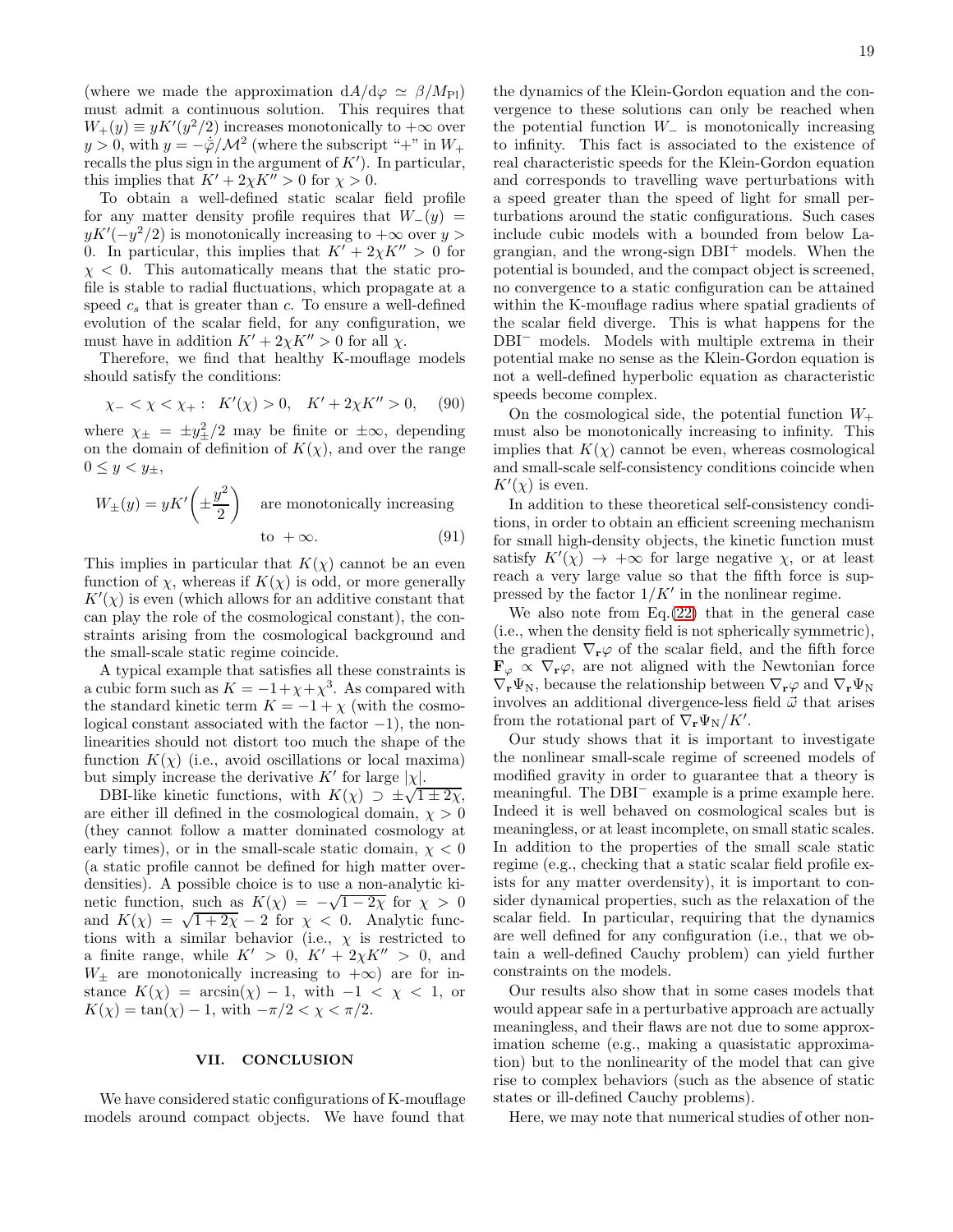(where we made the approximation $\mathrm{d}A/\mathrm{d}\varphi \simeq \beta/M_{\rm Pl}$) must admit a continuous solution. This requires that $W_+(y) \equiv yK'(y^2/2)$ increases monotonically to $+\infty$ over $y>0$, with $y = -\dot{\bar{\varphi}}/\mathcal{M}^2$ (where the subscript "+" in $W_+$ recalls the plus sign in the argument of $K'$). In particular, this implies that $K' + 2\chi K'' > 0$ for $\chi > 0$.

To obtain a well-defined static scalar field profile for any matter density profile requires that $W_-(y) = yK'(-y^2/2)$ is monotonically increasing to $+\infty$ over $y > 0$. In particular, this implies that $K' + 2\chi K'' > 0$ for $\chi < 0$. This automatically means that the static profile is stable to radial fluctuations, which propagate at a speed $c_s$ that is greater than $c$. To ensure a well-defined evolution of the scalar field, for any configuration, we must have in addition $K' + 2\chi K'' > 0$ for all $\chi$.

Therefore, we find that healthy K-mouflage models should satisfy the conditions:

$$\chi_- < \chi < \chi_+ : \;\; K'(\chi) > 0, \quad K' + 2\chi K'' > 0, \tag{90}$$

where $\chi_\pm = \pm y_\pm^2/2$ may be finite or $\pm\infty$, depending on the domain of definition of $K(\chi)$, and over the range $0 \leq y < y_\pm$,

$$W_\pm(y) = yK'\left(\pm\frac{y^2}{2}\right) \quad \text{are monotonically increasing to } +\infty. \tag{91}$$

This implies in particular that $K(\chi)$ cannot be an even function of $\chi$, whereas if $K(\chi)$ is odd, or more generally $K'(\chi)$ is even (which allows for an additive constant that can play the role of the cosmological constant), the constraints arising from the cosmological background and the small-scale static regime coincide.

A typical example that satisfies all these constraints is a cubic form such as $K = -1 + \chi + \chi^3$. As compared with the standard kinetic term $K = -1 + \chi$ (with the cosmological constant associated with the factor $-1$), the nonlinearities should not distort too much the shape of the function $K(\chi)$ (i.e., avoid oscillations or local maxima) but simply increase the derivative $K'$ for large $|\chi|$.

DBI-like kinetic functions, with $K(\chi) \supset \pm\sqrt{1 \pm 2\chi}$, are either ill defined in the cosmological domain, $\chi > 0$ (they cannot follow a matter dominated cosmology at early times), or in the small-scale static domain, $\chi < 0$ (a static profile cannot be defined for high matter overdensities). A possible choice is to use a non-analytic kinetic function, such as $K(\chi) = -\sqrt{1-2\chi}$ for $\chi > 0$ and $K(\chi) = \sqrt{1+2\chi} - 2$ for $\chi < 0$. Analytic functions with a similar behavior (i.e., $\chi$ is restricted to a finite range, while $K' > 0$, $K' + 2\chi K'' > 0$, and $W_\pm$ are monotonically increasing to $+\infty$) are for instance $K(\chi) = \arcsin(\chi) - 1$, with $-1 < \chi < 1$, or $K(\chi) = \tan(\chi) - 1$, with $-\pi/2 < \chi < \pi/2$.

## VII. CONCLUSION

We have considered static configurations of K-mouflage models around compact objects. We have found that the dynamics of the Klein-Gordon equation and the convergence to these solutions can only be reached when the potential function $W_-$ is monotonically increasing to infinity. This fact is associated to the existence of real characteristic speeds for the Klein-Gordon equation and corresponds to travelling wave perturbations with a speed greater than the speed of light for small perturbations around the static configurations. Such cases include cubic models with a bounded from below Lagrangian, and the wrong-sign DBI$^+$ models. When the potential is bounded, and the compact object is screened, no convergence to a static configuration can be attained within the K-mouflage radius where spatial gradients of the scalar field diverge. This is what happens for the DBI$^-$ models. Models with multiple extrema in their potential make no sense as the Klein-Gordon equation is not a well-defined hyperbolic equation as characteristic speeds become complex.

On the cosmological side, the potential function $W_+$ must also be monotonically increasing to infinity. This implies that $K(\chi)$ cannot be even, whereas cosmological and small-scale self-consistency conditions coincide when $K'(\chi)$ is even.

In addition to these theoretical self-consistency conditions, in order to obtain an efficient screening mechanism for small high-density objects, the kinetic function must satisfy $K'(\chi) \to +\infty$ for large negative $\chi$, or at least reach a very large value so that the fifth force is suppressed by the factor $1/K'$ in the nonlinear regime.

We also note from Eq.(22) that in the general case (i.e., when the density field is not spherically symmetric), the gradient $\nabla_{\mathbf{r}}\varphi$ of the scalar field, and the fifth force $\mathbf{F}_\varphi \propto \nabla_{\mathbf{r}}\varphi$, are not aligned with the Newtonian force $\nabla_{\mathbf{r}}\Psi_{\rm N}$, because the relationship between $\nabla_{\mathbf{r}}\varphi$ and $\nabla_{\mathbf{r}}\Psi_{\rm N}$ involves an additional divergence-less field $\vec{\omega}$ that arises from the rotational part of $\nabla_{\mathbf{r}}\Psi_{\rm N}/K'$.

Our study shows that it is important to investigate the nonlinear small-scale regime of screened models of modified gravity in order to guarantee that a theory is meaningful. The DBI$^-$ example is a prime example here. Indeed it is well behaved on cosmological scales but is meaningless, or at least incomplete, on small static scales. In addition to the properties of the small scale static regime (e.g., checking that a static scalar field profile exists for any matter overdensity), it is important to consider dynamical properties, such as the relaxation of the scalar field. In particular, requiring that the dynamics are well defined for any configuration (i.e., that we obtain a well-defined Cauchy problem) can yield further constraints on the models.

Our results also show that in some cases models that would appear safe in a perturbative approach are actually meaningless, and their flaws are not due to some approximation scheme (e.g., making a quasistatic approximation) but to the nonlinearity of the model that can give rise to complex behaviors (such as the absence of static states or ill-defined Cauchy problems).

Here, we may note that numerical studies of other non-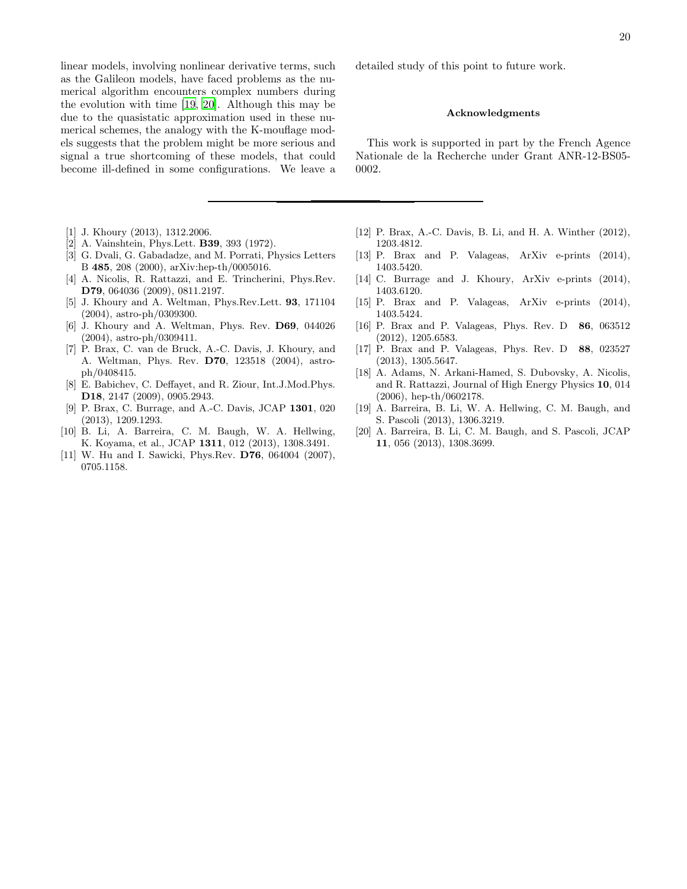linear models, involving nonlinear derivative terms, such as the Galileon models, have faced problems as the numerical algorithm encounters complex numbers during the evolution with time [19, 20]. Although this may be due to the quasistatic approximation used in these numerical schemes, the analogy with the K-mouflage models suggests that the problem might be more serious and signal a true shortcoming of these models, that could become ill-defined in some configurations. We leave a detailed study of this point to future work.

### Acknowledgments

This work is supported in part by the French Agence Nationale de la Recherche under Grant ANR-12-BS05-0002.

---

[1] J. Khoury (2013), 1312.2006.

[2] A. Vainshtein, Phys.Lett. **B39**, 393 (1972).

[3] G. Dvali, G. Gabadadze, and M. Porrati, Physics Letters B **485**, 208 (2000), arXiv:hep-th/0005016.

[4] A. Nicolis, R. Rattazzi, and E. Trincherini, Phys.Rev. **D79**, 064036 (2009), 0811.2197.

[5] J. Khoury and A. Weltman, Phys.Rev.Lett. **93**, 171104 (2004), astro-ph/0309300.

[6] J. Khoury and A. Weltman, Phys. Rev. **D69**, 044026 (2004), astro-ph/0309411.

[7] P. Brax, C. van de Bruck, A.-C. Davis, J. Khoury, and A. Weltman, Phys. Rev. **D70**, 123518 (2004), astro-ph/0408415.

[8] E. Babichev, C. Deffayet, and R. Ziour, Int.J.Mod.Phys. **D18**, 2147 (2009), 0905.2943.

[9] P. Brax, C. Burrage, and A.-C. Davis, JCAP **1301**, 020 (2013), 1209.1293.

[10] B. Li, A. Barreira, C. M. Baugh, W. A. Hellwing, K. Koyama, et al., JCAP **1311**, 012 (2013), 1308.3491.

[11] W. Hu and I. Sawicki, Phys.Rev. **D76**, 064004 (2007), 0705.1158.

[12] P. Brax, A.-C. Davis, B. Li, and H. A. Winther (2012), 1203.4812.

[13] P. Brax and P. Valageas, ArXiv e-prints (2014), 1403.5420.

[14] C. Burrage and J. Khoury, ArXiv e-prints (2014), 1403.6120.

[15] P. Brax and P. Valageas, ArXiv e-prints (2014), 1403.5424.

[16] P. Brax and P. Valageas, Phys. Rev. D **86**, 063512 (2012), 1205.6583.

[17] P. Brax and P. Valageas, Phys. Rev. D **88**, 023527 (2013), 1305.5647.

[18] A. Adams, N. Arkani-Hamed, S. Dubovsky, A. Nicolis, and R. Rattazzi, Journal of High Energy Physics **10**, 014 (2006), hep-th/0602178.

[19] A. Barreira, B. Li, W. A. Hellwing, C. M. Baugh, and S. Pascoli (2013), 1306.3219.

[20] A. Barreira, B. Li, C. M. Baugh, and S. Pascoli, JCAP **11**, 056 (2013), 1308.3699.